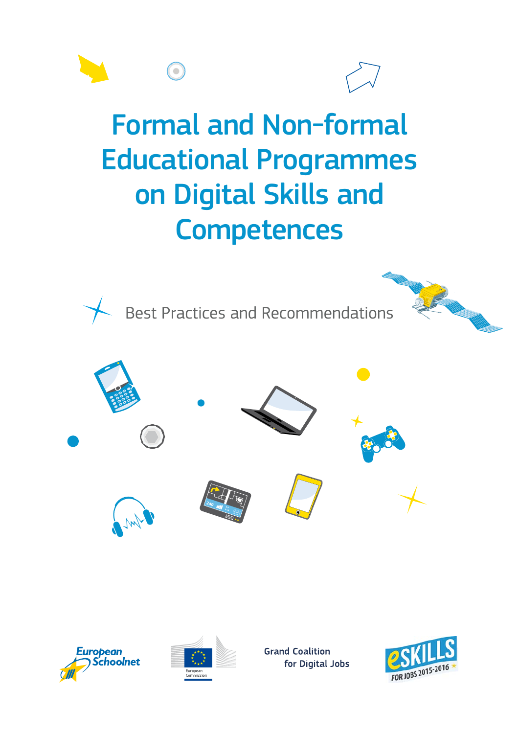# Formal and Non-formal Educational Programmes on Digital Skills and Competences

Best Practices and Recommendations

European Schoolnet

European Commission

Grand Coalition for Digital Jobs

eSKILLS FOR JOBS 2015-2016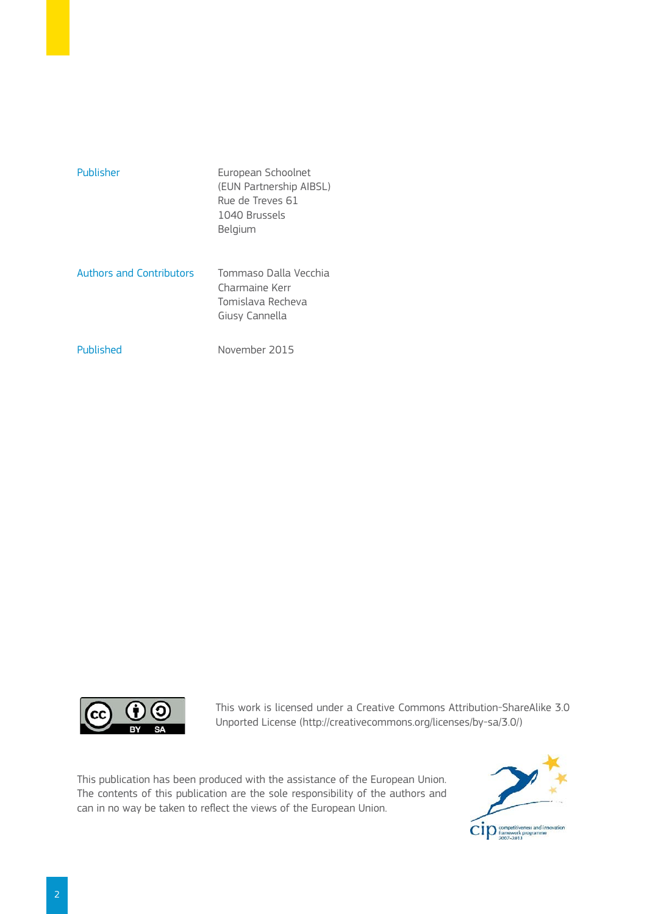| | |
|---|---|
| Publisher | European Schoolnet<br>(EUN Partnership AIBSL)<br>Rue de Treves 61<br>1040 Brussels<br>Belgium |
| Authors and Contributors | Tommaso Dalla Vecchia<br>Charmaine Kerr<br>Tomislava Recheva<br>Giusy Cannella |
| Published | November 2015 |

This work is licensed under a Creative Commons Attribution-ShareAlike 3.0 Unported License (http://creativecommons.org/licenses/by-sa/3.0/)

This publication has been produced with the assistance of the European Union. The contents of this publication are the sole responsibility of the authors and can in no way be taken to reflect the views of the European Union.

cip competitiveness and innovation framework programme 2007–2013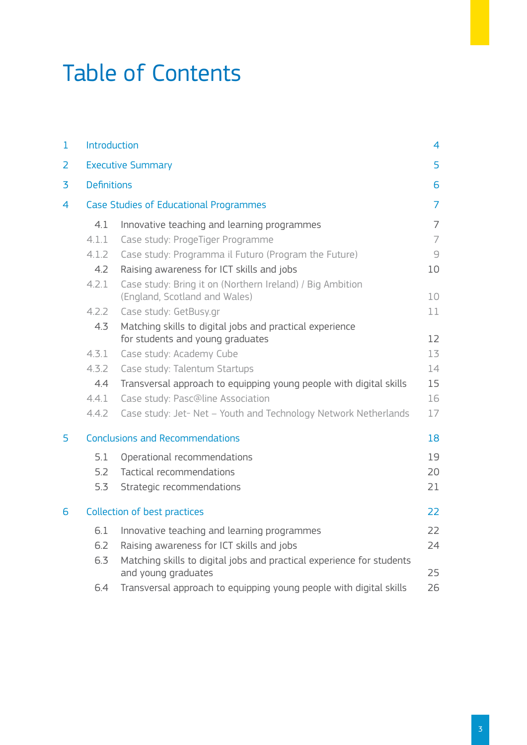# Table of Contents

| | | |
|---|---|---|
| 1 | Introduction | 4 |
| 2 | Executive Summary | 5 |
| 3 | Definitions | 6 |
| 4 | Case Studies of Educational Programmes | 7 |
| 4.1 | Innovative teaching and learning programmes | 7 |
| 4.1.1 | Case study: ProgeTiger Programme | 7 |
| 4.1.2 | Case study: Programma il Futuro (Program the Future) | 9 |
| 4.2 | Raising awareness for ICT skills and jobs | 10 |
| 4.2.1 | Case study: Bring it on (Northern Ireland) / Big Ambition (England, Scotland and Wales) | 10 |
| 4.2.2 | Case study: GetBusy.gr | 11 |
| 4.3 | Matching skills to digital jobs and practical experience for students and young graduates | 12 |
| 4.3.1 | Case study: Academy Cube | 13 |
| 4.3.2 | Case study: Talentum Startups | 14 |
| 4.4 | Transversal approach to equipping young people with digital skills | 15 |
| 4.4.1 | Case study: Pasc@line Association | 16 |
| 4.4.2 | Case study: Jet- Net – Youth and Technology Network Netherlands | 17 |
| 5 | Conclusions and Recommendations | 18 |
| 5.1 | Operational recommendations | 19 |
| 5.2 | Tactical recommendations | 20 |
| 5.3 | Strategic recommendations | 21 |
| 6 | Collection of best practices | 22 |
| 6.1 | Innovative teaching and learning programmes | 22 |
| 6.2 | Raising awareness for ICT skills and jobs | 24 |
| 6.3 | Matching skills to digital jobs and practical experience for students and young graduates | 25 |
| 6.4 | Transversal approach to equipping young people with digital skills | 26 |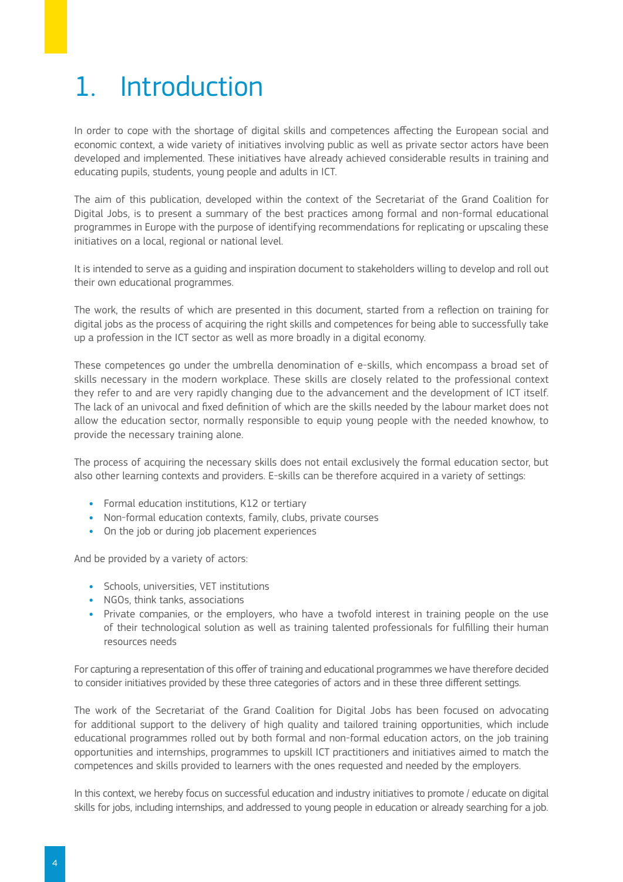# 1. Introduction

In order to cope with the shortage of digital skills and competences affecting the European social and economic context, a wide variety of initiatives involving public as well as private sector actors have been developed and implemented. These initiatives have already achieved considerable results in training and educating pupils, students, young people and adults in ICT.

The aim of this publication, developed within the context of the Secretariat of the Grand Coalition for Digital Jobs, is to present a summary of the best practices among formal and non-formal educational programmes in Europe with the purpose of identifying recommendations for replicating or upscaling these initiatives on a local, regional or national level.

It is intended to serve as a guiding and inspiration document to stakeholders willing to develop and roll out their own educational programmes.

The work, the results of which are presented in this document, started from a reflection on training for digital jobs as the process of acquiring the right skills and competences for being able to successfully take up a profession in the ICT sector as well as more broadly in a digital economy.

These competences go under the umbrella denomination of e-skills, which encompass a broad set of skills necessary in the modern workplace. These skills are closely related to the professional context they refer to and are very rapidly changing due to the advancement and the development of ICT itself. The lack of an univocal and fixed definition of which are the skills needed by the labour market does not allow the education sector, normally responsible to equip young people with the needed knowhow, to provide the necessary training alone.

The process of acquiring the necessary skills does not entail exclusively the formal education sector, but also other learning contexts and providers. E-skills can be therefore acquired in a variety of settings:

- Formal education institutions, K12 or tertiary
- Non-formal education contexts, family, clubs, private courses
- On the job or during job placement experiences

And be provided by a variety of actors:

- Schools, universities, VET institutions
- NGOs, think tanks, associations
- Private companies, or the employers, who have a twofold interest in training people on the use of their technological solution as well as training talented professionals for fulfilling their human resources needs

For capturing a representation of this offer of training and educational programmes we have therefore decided to consider initiatives provided by these three categories of actors and in these three different settings.

The work of the Secretariat of the Grand Coalition for Digital Jobs has been focused on advocating for additional support to the delivery of high quality and tailored training opportunities, which include educational programmes rolled out by both formal and non-formal education actors, on the job training opportunities and internships, programmes to upskill ICT practitioners and initiatives aimed to match the competences and skills provided to learners with the ones requested and needed by the employers.

In this context, we hereby focus on successful education and industry initiatives to promote / educate on digital skills for jobs, including internships, and addressed to young people in education or already searching for a job.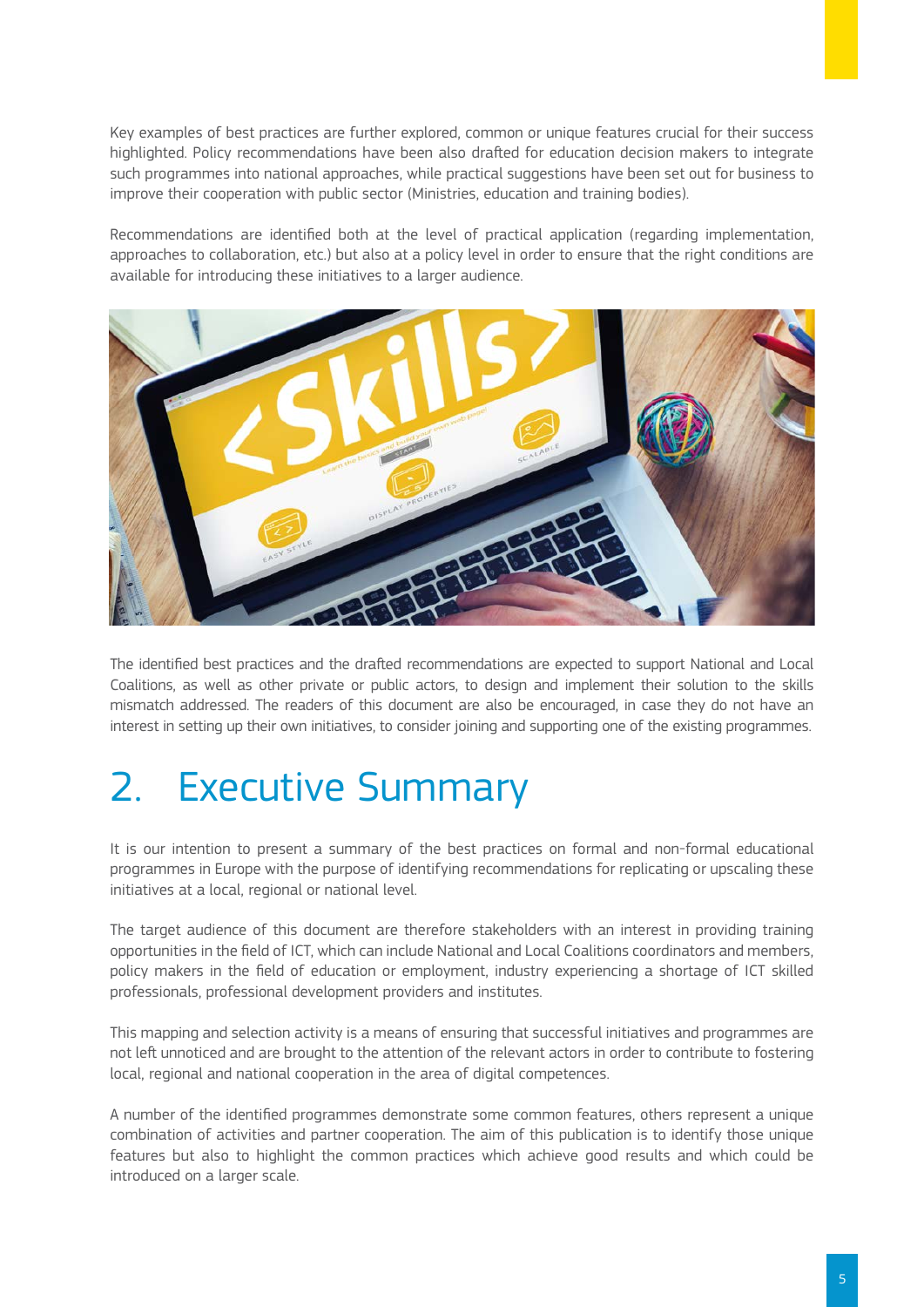Key examples of best practices are further explored, common or unique features crucial for their success highlighted. Policy recommendations have been also drafted for education decision makers to integrate such programmes into national approaches, while practical suggestions have been set out for business to improve their cooperation with public sector (Ministries, education and training bodies).

Recommendations are identified both at the level of practical application (regarding implementation, approaches to collaboration, etc.) but also at a policy level in order to ensure that the right conditions are available for introducing these initiatives to a larger audience.

The identified best practices and the drafted recommendations are expected to support National and Local Coalitions, as well as other private or public actors, to design and implement their solution to the skills mismatch addressed. The readers of this document are also be encouraged, in case they do not have an interest in setting up their own initiatives, to consider joining and supporting one of the existing programmes.

# 2. Executive Summary

It is our intention to present a summary of the best practices on formal and non-formal educational programmes in Europe with the purpose of identifying recommendations for replicating or upscaling these initiatives at a local, regional or national level.

The target audience of this document are therefore stakeholders with an interest in providing training opportunities in the field of ICT, which can include National and Local Coalitions coordinators and members, policy makers in the field of education or employment, industry experiencing a shortage of ICT skilled professionals, professional development providers and institutes.

This mapping and selection activity is a means of ensuring that successful initiatives and programmes are not left unnoticed and are brought to the attention of the relevant actors in order to contribute to fostering local, regional and national cooperation in the area of digital competences.

A number of the identified programmes demonstrate some common features, others represent a unique combination of activities and partner cooperation. The aim of this publication is to identify those unique features but also to highlight the common practices which achieve good results and which could be introduced on a larger scale.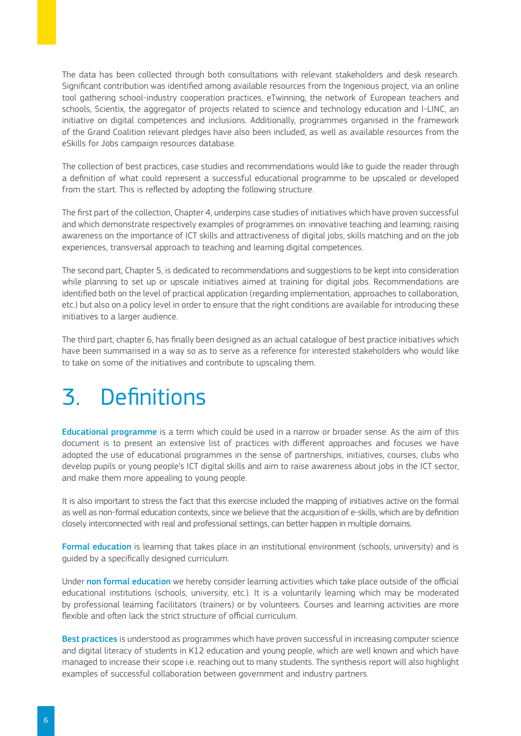The data has been collected through both consultations with relevant stakeholders and desk research. Significant contribution was identified among available resources from the Ingenious project, via an online tool gathering school-industry cooperation practices, eTwinning, the network of European teachers and schools, Scientix, the aggregator of projects related to science and technology education and I-LINC, an initiative on digital competences and inclusions. Additionally, programmes organised in the framework of the Grand Coalition relevant pledges have also been included, as well as available resources from the eSkills for Jobs campaign resources database.

The collection of best practices, case studies and recommendations would like to guide the reader through a definition of what could represent a successful educational programme to be upscaled or developed from the start. This is reflected by adopting the following structure.

The first part of the collection, Chapter 4, underpins case studies of initiatives which have proven successful and which demonstrate respectively examples of programmes on: innovative teaching and learning; raising awareness on the importance of ICT skills and attractiveness of digital jobs, skills matching and on the job experiences, transversal approach to teaching and learning digital competences.

The second part, Chapter 5, is dedicated to recommendations and suggestions to be kept into consideration while planning to set up or upscale initiatives aimed at training for digital jobs. Recommendations are identified both on the level of practical application (regarding implementation, approaches to collaboration, etc.) but also on a policy level in order to ensure that the right conditions are available for introducing these initiatives to a larger audience.

The third part, chapter 6, has finally been designed as an actual catalogue of best practice initiatives which have been summarised in a way so as to serve as a reference for interested stakeholders who would like to take on some of the initiatives and contribute to upscaling them.

# 3. Definitions

**Educational programme** is a term which could be used in a narrow or broader sense. As the aim of this document is to present an extensive list of practices with different approaches and focuses we have adopted the use of educational programmes in the sense of partnerships, initiatives, courses, clubs who develop pupils or young people's ICT digital skills and aim to raise awareness about jobs in the ICT sector, and make them more appealing to young people.

It is also important to stress the fact that this exercise included the mapping of initiatives active on the formal as well as non-formal education contexts, since we believe that the acquisition of e-skills, which are by definition closely interconnected with real and professional settings, can better happen in multiple domains.

**Formal education** is learning that takes place in an institutional environment (schools, university) and is guided by a specifically designed curriculum.

Under **non formal education** we hereby consider learning activities which take place outside of the official educational institutions (schools, university, etc.). It is a voluntarily learning which may be moderated by professional learning facilitators (trainers) or by volunteers. Courses and learning activities are more flexible and often lack the strict structure of official curriculum.

**Best practices** is understood as programmes which have proven successful in increasing computer science and digital literacy of students in K12 education and young people, which are well known and which have managed to increase their scope i.e. reaching out to many students. The synthesis report will also highlight examples of successful collaboration between government and industry partners.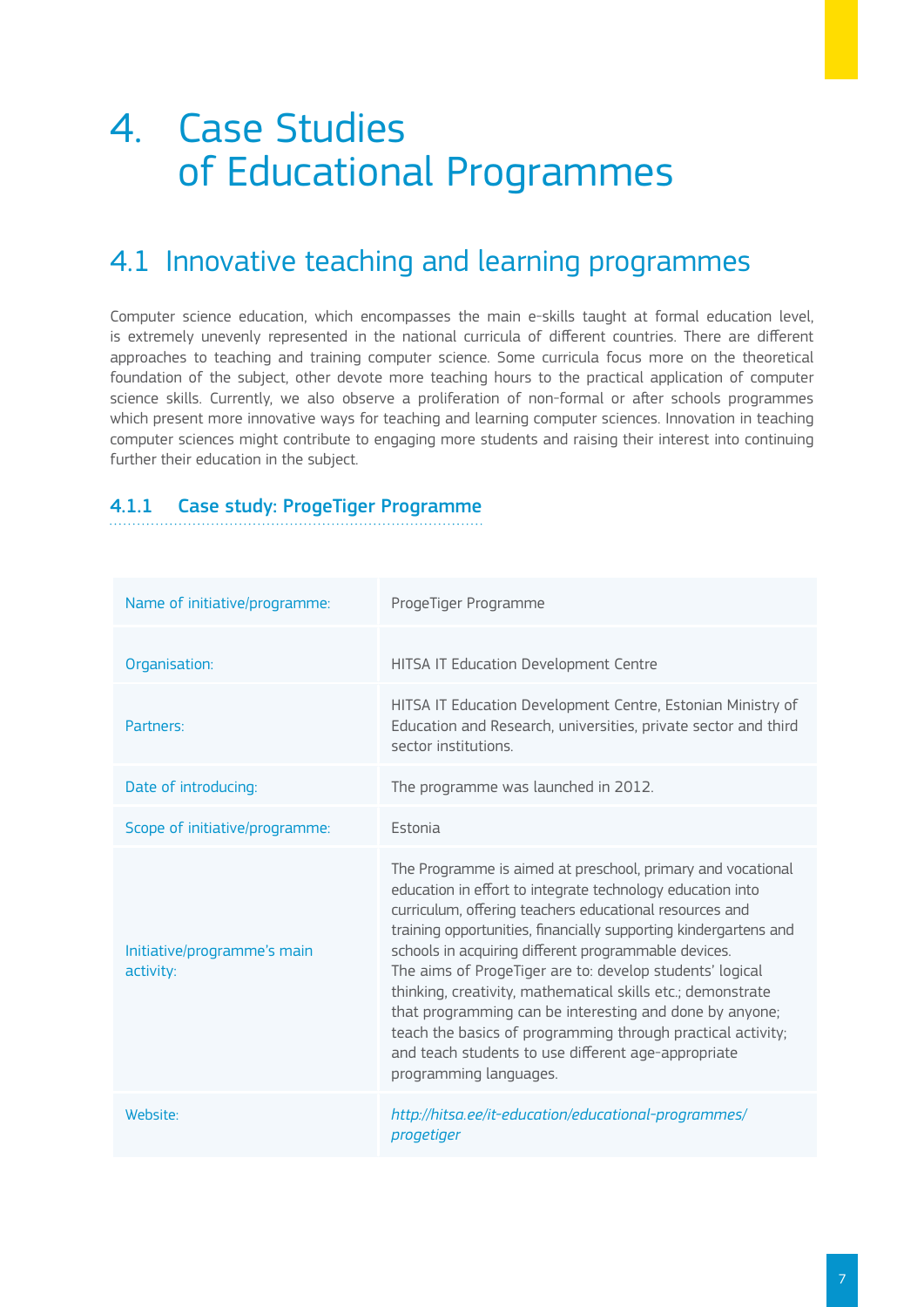# 4. Case Studies of Educational Programmes

## 4.1 Innovative teaching and learning programmes

Computer science education, which encompasses the main e-skills taught at formal education level, is extremely unevenly represented in the national curricula of different countries. There are different approaches to teaching and training computer science. Some curricula focus more on the theoretical foundation of the subject, other devote more teaching hours to the practical application of computer science skills. Currently, we also observe a proliferation of non-formal or after schools programmes which present more innovative ways for teaching and learning computer sciences. Innovation in teaching computer sciences might contribute to engaging more students and raising their interest into continuing further their education in the subject.

### 4.1.1 Case study: ProgeTiger Programme

| | |
|---|---|
| Name of initiative/programme: | ProgeTiger Programme |
| Organisation: | HITSA IT Education Development Centre |
| Partners: | HITSA IT Education Development Centre, Estonian Ministry of Education and Research, universities, private sector and third sector institutions. |
| Date of introducing: | The programme was launched in 2012. |
| Scope of initiative/programme: | Estonia |
| Initiative/programme's main activity: | The Programme is aimed at preschool, primary and vocational education in effort to integrate technology education into curriculum, offering teachers educational resources and training opportunities, financially supporting kindergartens and schools in acquiring different programmable devices. The aims of ProgeTiger are to: develop students' logical thinking, creativity, mathematical skills etc.; demonstrate that programming can be interesting and done by anyone; teach the basics of programming through practical activity; and teach students to use different age-appropriate programming languages. |
| Website: | *http://hitsa.ee/it-education/educational-programmes/progetiger* |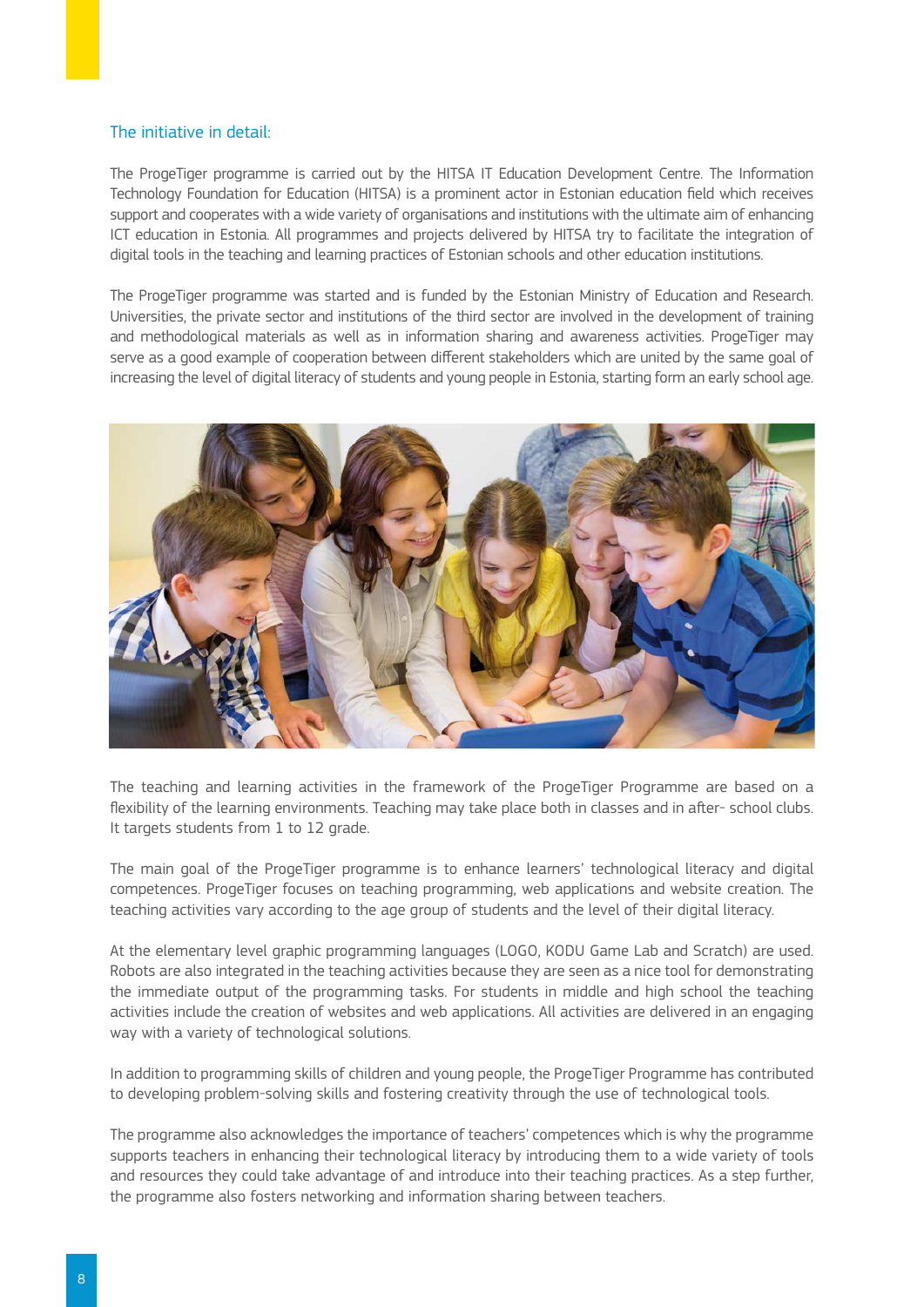## The initiative in detail:

The ProgeTiger programme is carried out by the HITSA IT Education Development Centre. The Information Technology Foundation for Education (HITSA) is a prominent actor in Estonian education field which receives support and cooperates with a wide variety of organisations and institutions with the ultimate aim of enhancing ICT education in Estonia. All programmes and projects delivered by HITSA try to facilitate the integration of digital tools in the teaching and learning practices of Estonian schools and other education institutions.

The ProgeTiger programme was started and is funded by the Estonian Ministry of Education and Research. Universities, the private sector and institutions of the third sector are involved in the development of training and methodological materials as well as in information sharing and awareness activities. ProgeTiger may serve as a good example of cooperation between different stakeholders which are united by the same goal of increasing the level of digital literacy of students and young people in Estonia, starting form an early school age.

The teaching and learning activities in the framework of the ProgeTiger Programme are based on a flexibility of the learning environments. Teaching may take place both in classes and in after- school clubs. It targets students from 1 to 12 grade.

The main goal of the ProgeTiger programme is to enhance learners' technological literacy and digital competences. ProgeTiger focuses on teaching programming, web applications and website creation. The teaching activities vary according to the age group of students and the level of their digital literacy.

At the elementary level graphic programming languages (LOGO, KODU Game Lab and Scratch) are used. Robots are also integrated in the teaching activities because they are seen as a nice tool for demonstrating the immediate output of the programming tasks. For students in middle and high school the teaching activities include the creation of websites and web applications. All activities are delivered in an engaging way with a variety of technological solutions.

In addition to programming skills of children and young people, the ProgeTiger Programme has contributed to developing problem-solving skills and fostering creativity through the use of technological tools.

The programme also acknowledges the importance of teachers' competences which is why the programme supports teachers in enhancing their technological literacy by introducing them to a wide variety of tools and resources they could take advantage of and introduce into their teaching practices. As a step further, the programme also fosters networking and information sharing between teachers.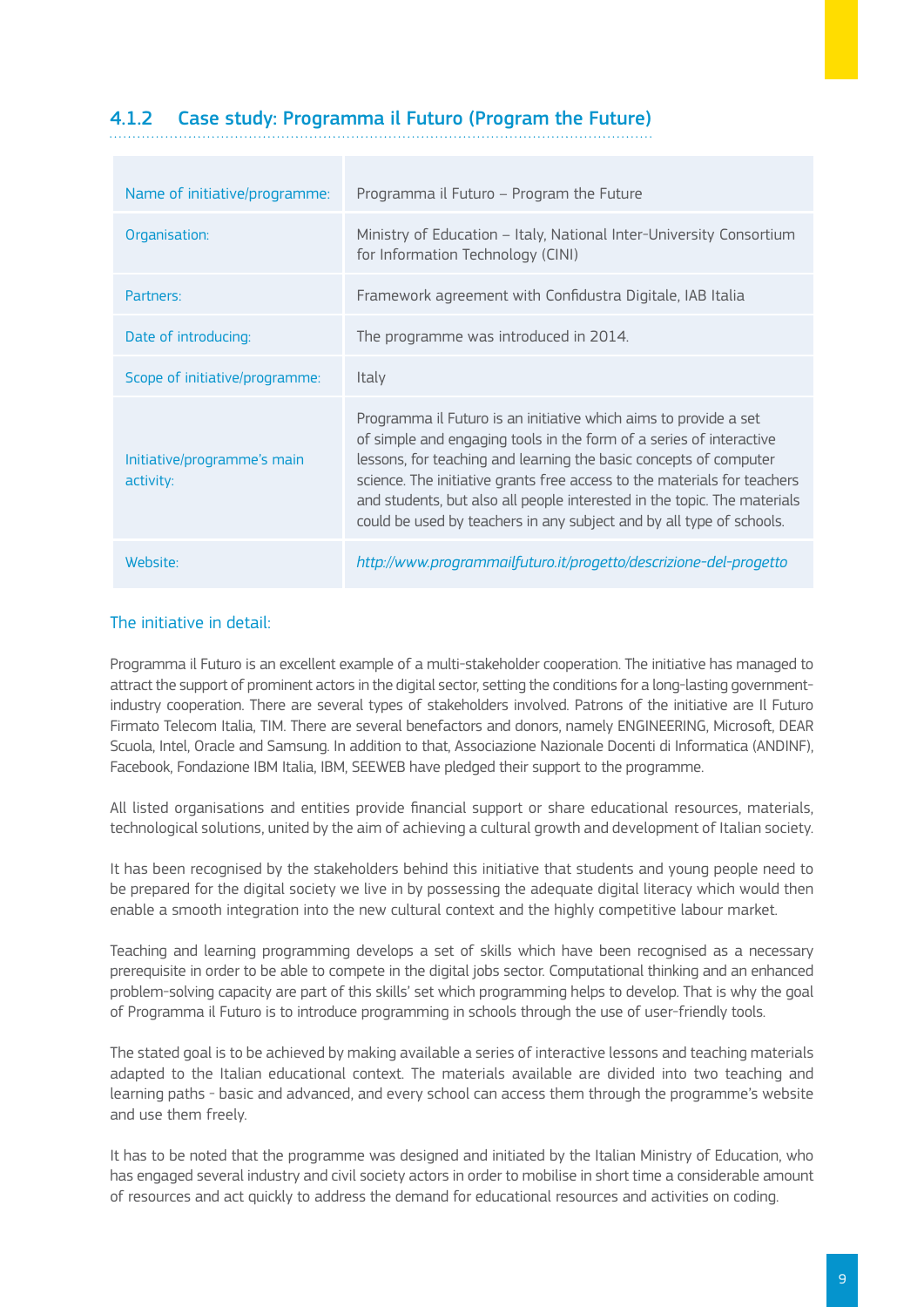### 4.1.2 Case study: Programma il Futuro (Program the Future)

| | |
|---|---|
| Name of initiative/programme: | Programma il Futuro – Program the Future |
| Organisation: | Ministry of Education – Italy, National Inter-University Consortium for Information Technology (CINI) |
| Partners: | Framework agreement with Confidustra Digitale, IAB Italia |
| Date of introducing: | The programme was introduced in 2014. |
| Scope of initiative/programme: | Italy |
| Initiative/programme's main activity: | Programma il Futuro is an initiative which aims to provide a set of simple and engaging tools in the form of a series of interactive lessons, for teaching and learning the basic concepts of computer science. The initiative grants free access to the materials for teachers and students, but also all people interested in the topic. The materials could be used by teachers in any subject and by all type of schools. |
| Website: | *http://www.programmailfuturo.it/progetto/descrizione-del-progetto* |

#### The initiative in detail:

Programma il Futuro is an excellent example of a multi-stakeholder cooperation. The initiative has managed to attract the support of prominent actors in the digital sector, setting the conditions for a long-lasting government-industry cooperation. There are several types of stakeholders involved. Patrons of the initiative are Il Futuro Firmato Telecom Italia, TIM. There are several benefactors and donors, namely ENGINEERING, Microsoft, DEAR Scuola, Intel, Oracle and Samsung. In addition to that, Associazione Nazionale Docenti di Informatica (ANDINF), Facebook, Fondazione IBM Italia, IBM, SEEWEB have pledged their support to the programme.

All listed organisations and entities provide financial support or share educational resources, materials, technological solutions, united by the aim of achieving a cultural growth and development of Italian society.

It has been recognised by the stakeholders behind this initiative that students and young people need to be prepared for the digital society we live in by possessing the adequate digital literacy which would then enable a smooth integration into the new cultural context and the highly competitive labour market.

Teaching and learning programming develops a set of skills which have been recognised as a necessary prerequisite in order to be able to compete in the digital jobs sector. Computational thinking and an enhanced problem-solving capacity are part of this skills' set which programming helps to develop. That is why the goal of Programma il Futuro is to introduce programming in schools through the use of user-friendly tools.

The stated goal is to be achieved by making available a series of interactive lessons and teaching materials adapted to the Italian educational context. The materials available are divided into two teaching and learning paths - basic and advanced, and every school can access them through the programme's website and use them freely.

It has to be noted that the programme was designed and initiated by the Italian Ministry of Education, who has engaged several industry and civil society actors in order to mobilise in short time a considerable amount of resources and act quickly to address the demand for educational resources and activities on coding.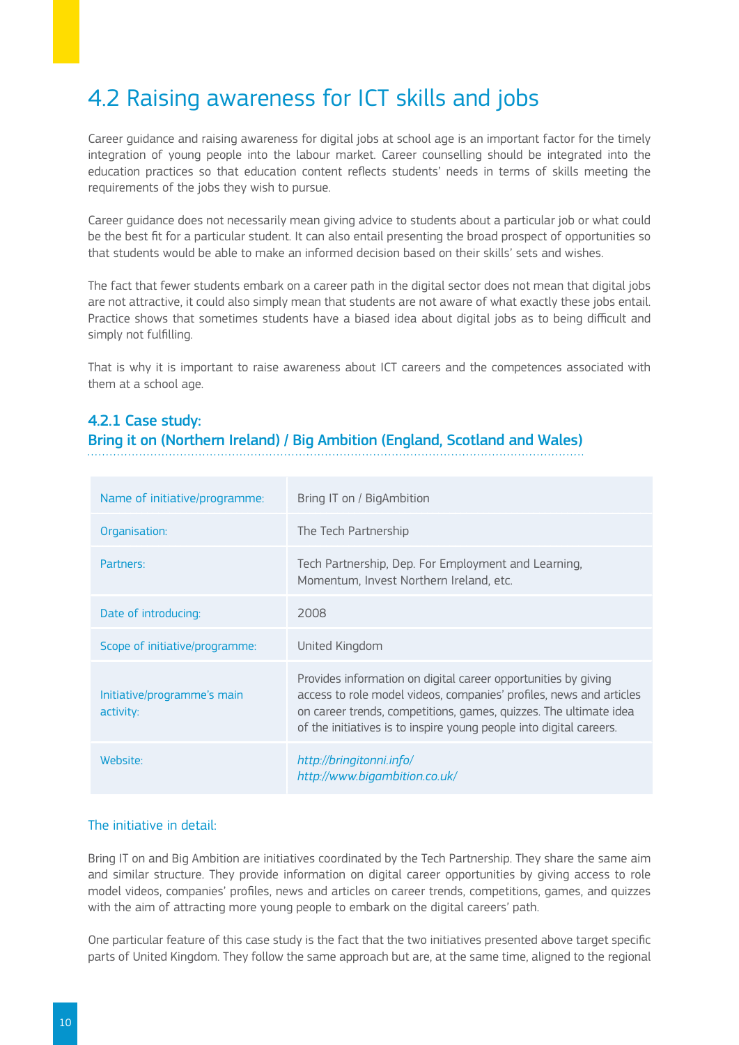## 4.2 Raising awareness for ICT skills and jobs

Career guidance and raising awareness for digital jobs at school age is an important factor for the timely integration of young people into the labour market. Career counselling should be integrated into the education practices so that education content reflects students' needs in terms of skills meeting the requirements of the jobs they wish to pursue.

Career guidance does not necessarily mean giving advice to students about a particular job or what could be the best fit for a particular student. It can also entail presenting the broad prospect of opportunities so that students would be able to make an informed decision based on their skills' sets and wishes.

The fact that fewer students embark on a career path in the digital sector does not mean that digital jobs are not attractive, it could also simply mean that students are not aware of what exactly these jobs entail. Practice shows that sometimes students have a biased idea about digital jobs as to being difficult and simply not fulfilling.

That is why it is important to raise awareness about ICT careers and the competences associated with them at a school age.

### 4.2.1 Case study: Bring it on (Northern Ireland) / Big Ambition (England, Scotland and Wales)

| | |
|---|---|
| Name of initiative/programme: | Bring IT on / BigAmbition |
| Organisation: | The Tech Partnership |
| Partners: | Tech Partnership, Dep. For Employment and Learning, Momentum, Invest Northern Ireland, etc. |
| Date of introducing: | 2008 |
| Scope of initiative/programme: | United Kingdom |
| Initiative/programme's main activity: | Provides information on digital career opportunities by giving access to role model videos, companies' profiles, news and articles on career trends, competitions, games, quizzes. The ultimate idea of the initiatives is to inspire young people into digital careers. |
| Website: | *http://bringitonni.info/* *http://www.bigambition.co.uk/* |

#### The initiative in detail:

Bring IT on and Big Ambition are initiatives coordinated by the Tech Partnership. They share the same aim and similar structure. They provide information on digital career opportunities by giving access to role model videos, companies' profiles, news and articles on career trends, competitions, games, and quizzes with the aim of attracting more young people to embark on the digital careers' path.

One particular feature of this case study is the fact that the two initiatives presented above target specific parts of United Kingdom. They follow the same approach but are, at the same time, aligned to the regional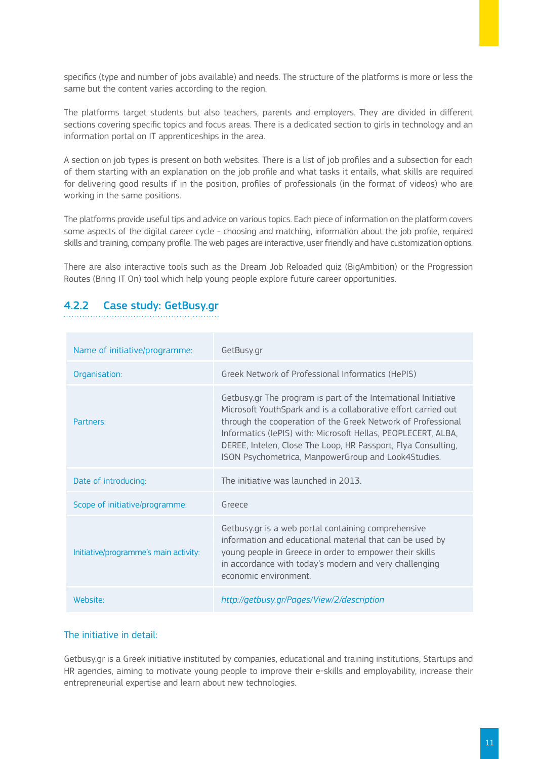specifics (type and number of jobs available) and needs. The structure of the platforms is more or less the same but the content varies according to the region.

The platforms target students but also teachers, parents and employers. They are divided in different sections covering specific topics and focus areas. There is a dedicated section to girls in technology and an information portal on IT apprenticeships in the area.

A section on job types is present on both websites. There is a list of job profiles and a subsection for each of them starting with an explanation on the job profile and what tasks it entails, what skills are required for delivering good results if in the position, profiles of professionals (in the format of videos) who are working in the same positions.

The platforms provide useful tips and advice on various topics. Each piece of information on the platform covers some aspects of the digital career cycle - choosing and matching, information about the job profile, required skills and training, company profile. The web pages are interactive, user friendly and have customization options.

There are also interactive tools such as the Dream Job Reloaded quiz (BigAmbition) or the Progression Routes (Bring IT On) tool which help young people explore future career opportunities.

### 4.2.2 Case study: GetBusy.gr

| | |
|---|---|
| Name of initiative/programme: | GetBusy.gr |
| Organisation: | Greek Network of Professional Informatics (HePIS) |
| Partners: | Getbusy.gr The program is part of the International Initiative Microsoft YouthSpark and is a collaborative effort carried out through the cooperation of the Greek Network of Professional Informatics (IePIS) with: Microsoft Hellas, PEOPLECERT, ALBA, DEREE, Intelen, Close The Loop, HR Passport, Flya Consulting, ISON Psychometrica, ManpowerGroup and Look4Studies. |
| Date of introducing: | The initiative was launched in 2013. |
| Scope of initiative/programme: | Greece |
| Initiative/programme's main activity: | Getbusy.gr is a web portal containing comprehensive information and educational material that can be used by young people in Greece in order to empower their skills in accordance with today's modern and very challenging economic environment. |
| Website: | *http://getbusy.gr/Pages/View/2/description* |

The initiative in detail:

Getbusy.gr is a Greek initiative instituted by companies, educational and training institutions, Startups and HR agencies, aiming to motivate young people to improve their e-skills and employability, increase their entrepreneurial expertise and learn about new technologies.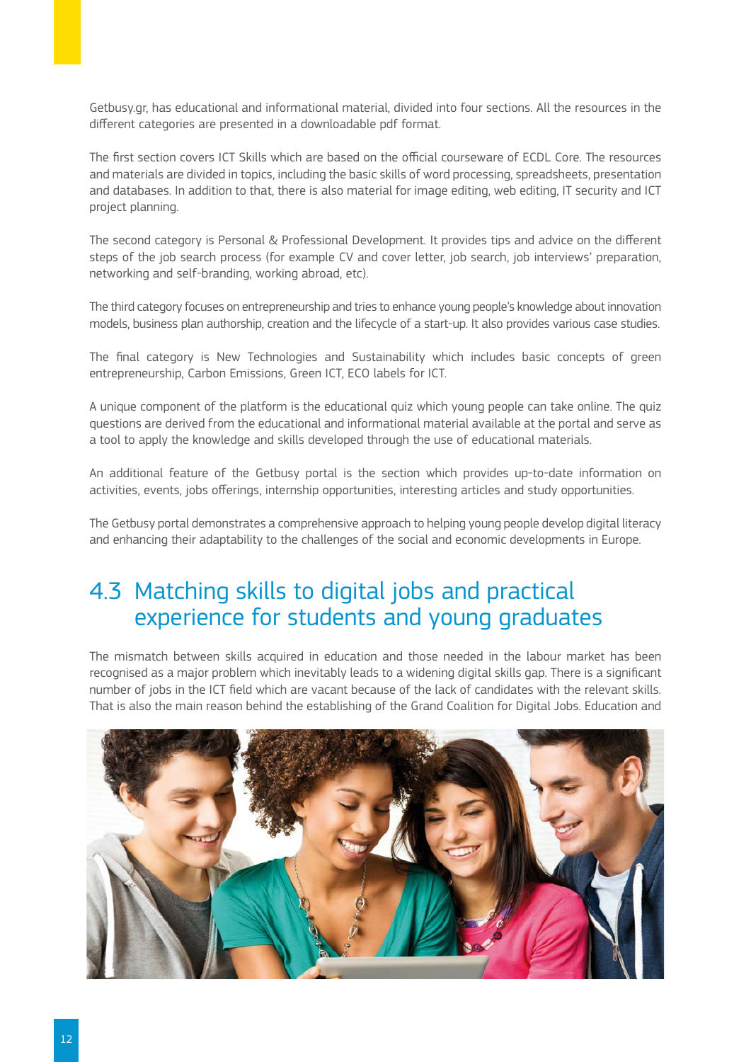Getbusy.gr, has educational and informational material, divided into four sections. All the resources in the different categories are presented in a downloadable pdf format.

The first section covers ICT Skills which are based on the official courseware of ECDL Core. The resources and materials are divided in topics, including the basic skills of word processing, spreadsheets, presentation and databases. In addition to that, there is also material for image editing, web editing, IT security and ICT project planning.

The second category is Personal & Professional Development. It provides tips and advice on the different steps of the job search process (for example CV and cover letter, job search, job interviews' preparation, networking and self-branding, working abroad, etc).

The third category focuses on entrepreneurship and tries to enhance young people's knowledge about innovation models, business plan authorship, creation and the lifecycle of a start-up. It also provides various case studies.

The final category is New Technologies and Sustainability which includes basic concepts of green entrepreneurship, Carbon Emissions, Green ICT, ECO labels for ICT.

A unique component of the platform is the educational quiz which young people can take online. The quiz questions are derived from the educational and informational material available at the portal and serve as a tool to apply the knowledge and skills developed through the use of educational materials.

An additional feature of the Getbusy portal is the section which provides up-to-date information on activities, events, jobs offerings, internship opportunities, interesting articles and study opportunities.

The Getbusy portal demonstrates a comprehensive approach to helping young people develop digital literacy and enhancing their adaptability to the challenges of the social and economic developments in Europe.

## 4.3 Matching skills to digital jobs and practical experience for students and young graduates

The mismatch between skills acquired in education and those needed in the labour market has been recognised as a major problem which inevitably leads to a widening digital skills gap. There is a significant number of jobs in the ICT field which are vacant because of the lack of candidates with the relevant skills. That is also the main reason behind the establishing of the Grand Coalition for Digital Jobs. Education and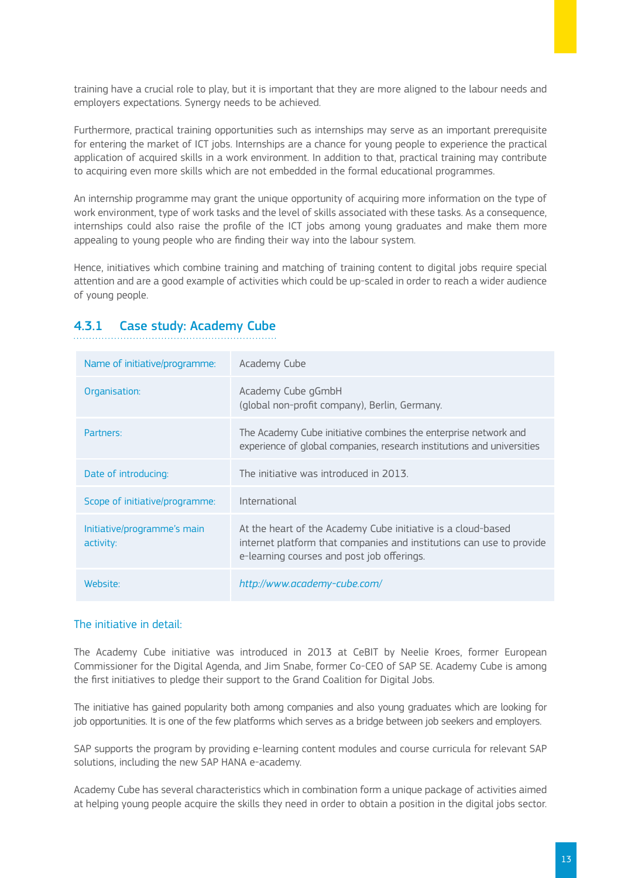training have a crucial role to play, but it is important that they are more aligned to the labour needs and employers expectations. Synergy needs to be achieved.

Furthermore, practical training opportunities such as internships may serve as an important prerequisite for entering the market of ICT jobs. Internships are a chance for young people to experience the practical application of acquired skills in a work environment. In addition to that, practical training may contribute to acquiring even more skills which are not embedded in the formal educational programmes.

An internship programme may grant the unique opportunity of acquiring more information on the type of work environment, type of work tasks and the level of skills associated with these tasks. As a consequence, internships could also raise the profile of the ICT jobs among young graduates and make them more appealing to young people who are finding their way into the labour system.

Hence, initiatives which combine training and matching of training content to digital jobs require special attention and are a good example of activities which could be up-scaled in order to reach a wider audience of young people.

### 4.3.1 Case study: Academy Cube

| | |
|---|---|
| Name of initiative/programme: | Academy Cube |
| Organisation: | Academy Cube gGmbH (global non-profit company), Berlin, Germany. |
| Partners: | The Academy Cube initiative combines the enterprise network and experience of global companies, research institutions and universities |
| Date of introducing: | The initiative was introduced in 2013. |
| Scope of initiative/programme: | International |
| Initiative/programme's main activity: | At the heart of the Academy Cube initiative is a cloud-based internet platform that companies and institutions can use to provide e-learning courses and post job offerings. |
| Website: | *http://www.academy-cube.com/* |

#### The initiative in detail:

The Academy Cube initiative was introduced in 2013 at CeBIT by Neelie Kroes, former European Commissioner for the Digital Agenda, and Jim Snabe, former Co-CEO of SAP SE. Academy Cube is among the first initiatives to pledge their support to the Grand Coalition for Digital Jobs.

The initiative has gained popularity both among companies and also young graduates which are looking for job opportunities. It is one of the few platforms which serves as a bridge between job seekers and employers.

SAP supports the program by providing e-learning content modules and course curricula for relevant SAP solutions, including the new SAP HANA e-academy.

Academy Cube has several characteristics which in combination form a unique package of activities aimed at helping young people acquire the skills they need in order to obtain a position in the digital jobs sector.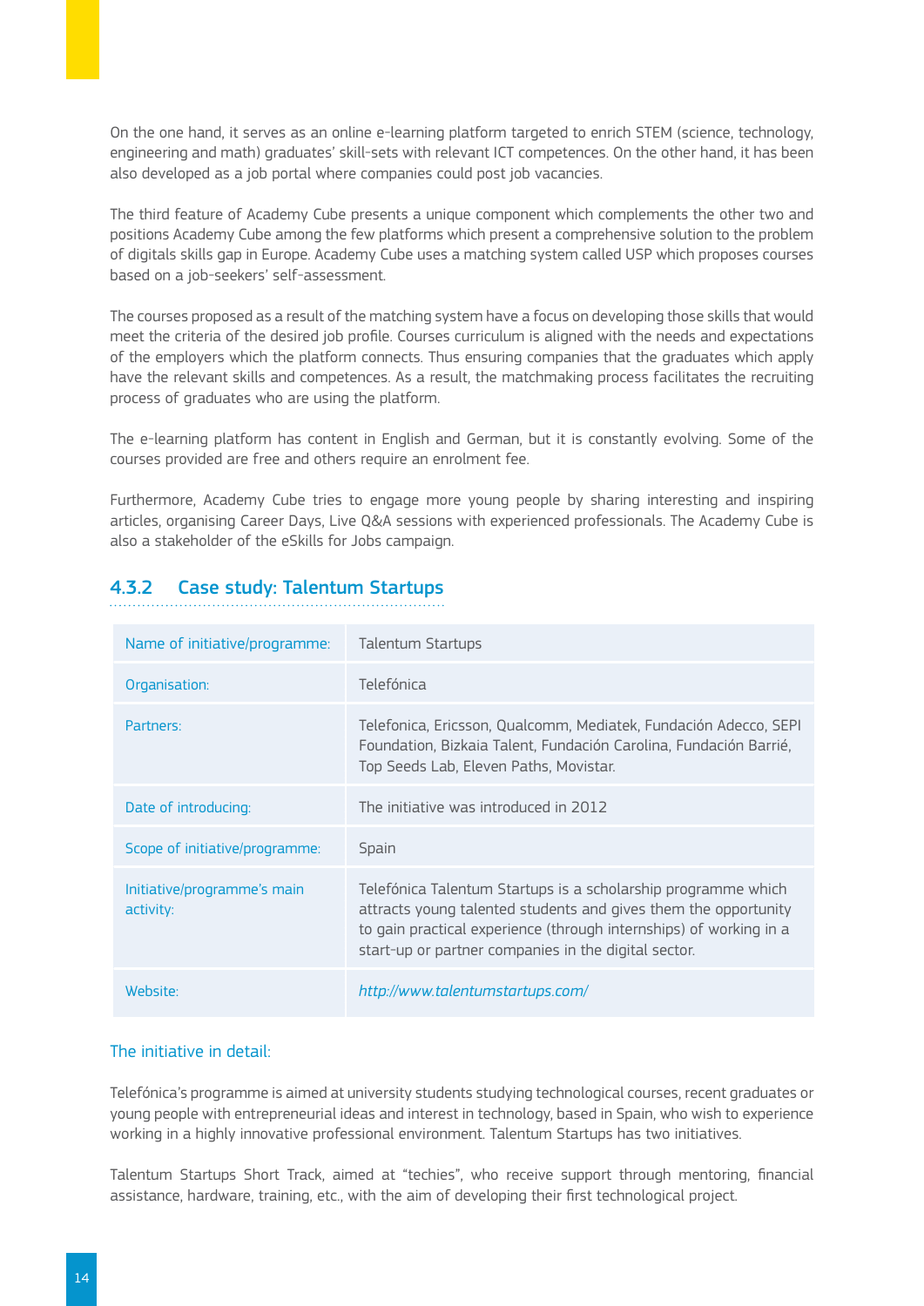On the one hand, it serves as an online e-learning platform targeted to enrich STEM (science, technology, engineering and math) graduates' skill-sets with relevant ICT competences. On the other hand, it has been also developed as a job portal where companies could post job vacancies.

The third feature of Academy Cube presents a unique component which complements the other two and positions Academy Cube among the few platforms which present a comprehensive solution to the problem of digitals skills gap in Europe. Academy Cube uses a matching system called USP which proposes courses based on a job-seekers' self-assessment.

The courses proposed as a result of the matching system have a focus on developing those skills that would meet the criteria of the desired job profile. Courses curriculum is aligned with the needs and expectations of the employers which the platform connects. Thus ensuring companies that the graduates which apply have the relevant skills and competences. As a result, the matchmaking process facilitates the recruiting process of graduates who are using the platform.

The e-learning platform has content in English and German, but it is constantly evolving. Some of the courses provided are free and others require an enrolment fee.

Furthermore, Academy Cube tries to engage more young people by sharing interesting and inspiring articles, organising Career Days, Live Q&A sessions with experienced professionals. The Academy Cube is also a stakeholder of the eSkills for Jobs campaign.

### 4.3.2 Case study: Talentum Startups

| | |
|---|---|
| Name of initiative/programme: | Talentum Startups |
| Organisation: | Telefónica |
| Partners: | Telefonica, Ericsson, Qualcomm, Mediatek, Fundación Adecco, SEPI Foundation, Bizkaia Talent, Fundación Carolina, Fundación Barrié, Top Seeds Lab, Eleven Paths, Movistar. |
| Date of introducing: | The initiative was introduced in 2012 |
| Scope of initiative/programme: | Spain |
| Initiative/programme's main activity: | Telefónica Talentum Startups is a scholarship programme which attracts young talented students and gives them the opportunity to gain practical experience (through internships) of working in a start-up or partner companies in the digital sector. |
| Website: | *http://www.talentumstartups.com/* |

#### The initiative in detail:

Telefónica's programme is aimed at university students studying technological courses, recent graduates or young people with entrepreneurial ideas and interest in technology, based in Spain, who wish to experience working in a highly innovative professional environment. Talentum Startups has two initiatives.

Talentum Startups Short Track, aimed at "techies", who receive support through mentoring, financial assistance, hardware, training, etc., with the aim of developing their first technological project.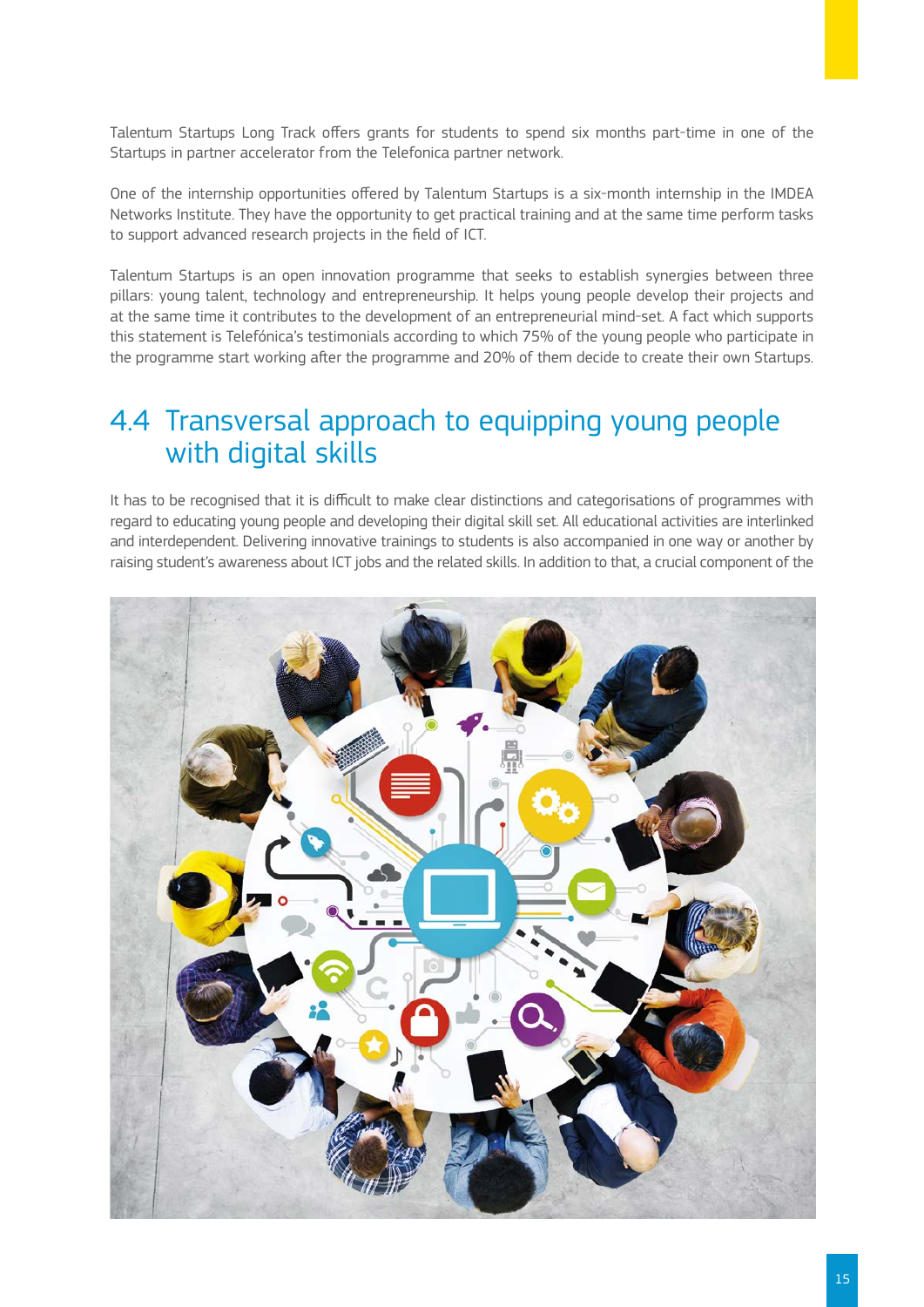Talentum Startups Long Track offers grants for students to spend six months part-time in one of the Startups in partner accelerator from the Telefonica partner network.

One of the internship opportunities offered by Talentum Startups is a six-month internship in the IMDEA Networks Institute. They have the opportunity to get practical training and at the same time perform tasks to support advanced research projects in the field of ICT.

Talentum Startups is an open innovation programme that seeks to establish synergies between three pillars: young talent, technology and entrepreneurship. It helps young people develop their projects and at the same time it contributes to the development of an entrepreneurial mind-set. A fact which supports this statement is Telefónica's testimonials according to which 75% of the young people who participate in the programme start working after the programme and 20% of them decide to create their own Startups.

## 4.4 Transversal approach to equipping young people with digital skills

It has to be recognised that it is difficult to make clear distinctions and categorisations of programmes with regard to educating young people and developing their digital skill set. All educational activities are interlinked and interdependent. Delivering innovative trainings to students is also accompanied in one way or another by raising student's awareness about ICT jobs and the related skills. In addition to that, a crucial component of the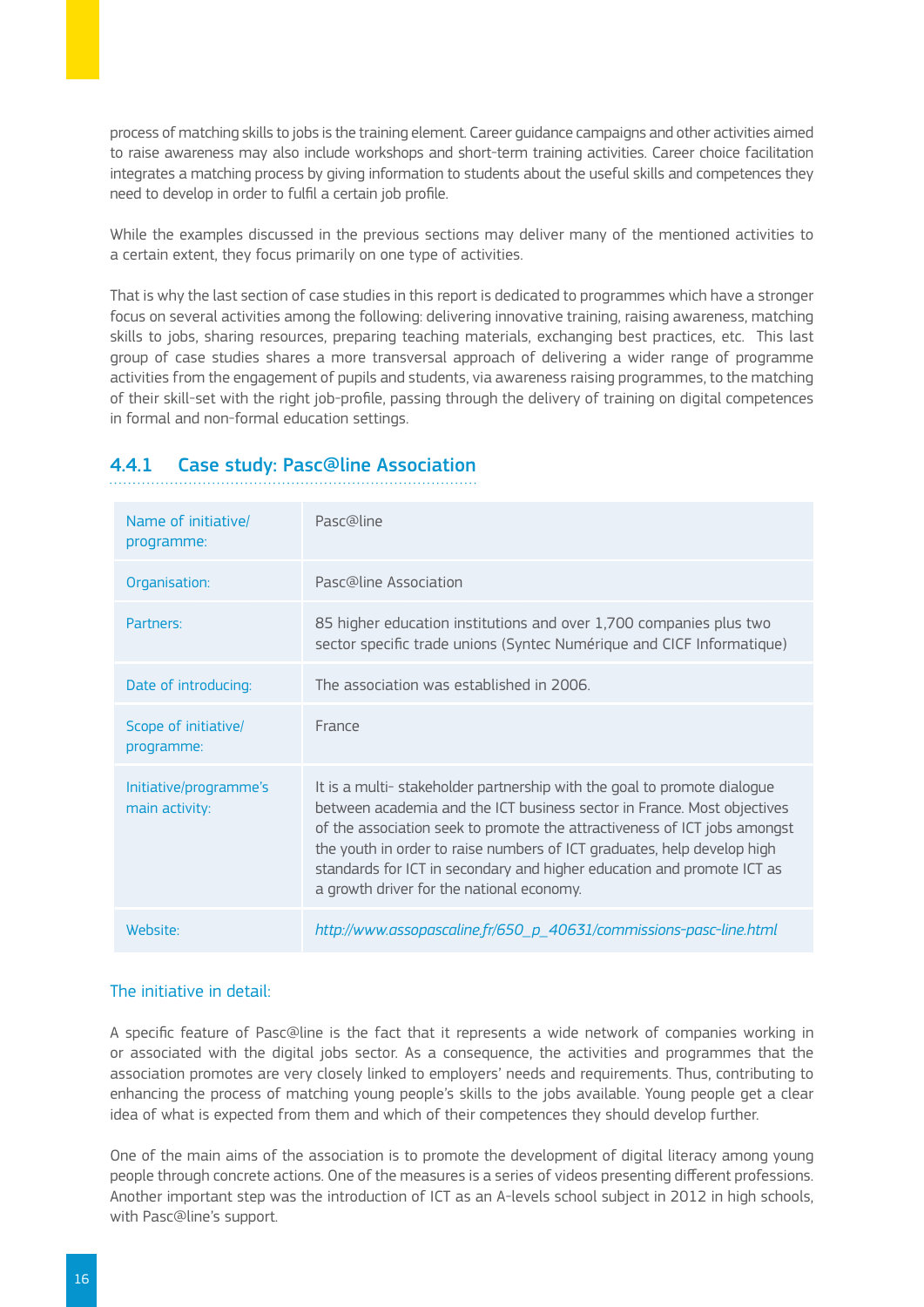process of matching skills to jobs is the training element. Career guidance campaigns and other activities aimed to raise awareness may also include workshops and short-term training activities. Career choice facilitation integrates a matching process by giving information to students about the useful skills and competences they need to develop in order to fulfil a certain job profile.

While the examples discussed in the previous sections may deliver many of the mentioned activities to a certain extent, they focus primarily on one type of activities.

That is why the last section of case studies in this report is dedicated to programmes which have a stronger focus on several activities among the following: delivering innovative training, raising awareness, matching skills to jobs, sharing resources, preparing teaching materials, exchanging best practices, etc. This last group of case studies shares a more transversal approach of delivering a wider range of programme activities from the engagement of pupils and students, via awareness raising programmes, to the matching of their skill-set with the right job-profile, passing through the delivery of training on digital competences in formal and non-formal education settings.

### 4.4.1 Case study: Pasc@line Association

| | |
|---|---|
| Name of initiative/ programme: | Pasc@line |
| Organisation: | Pasc@line Association |
| Partners: | 85 higher education institutions and over 1,700 companies plus two sector specific trade unions (Syntec Numérique and CICF Informatique) |
| Date of introducing: | The association was established in 2006. |
| Scope of initiative/ programme: | France |
| Initiative/programme's main activity: | It is a multi- stakeholder partnership with the goal to promote dialogue between academia and the ICT business sector in France. Most objectives of the association seek to promote the attractiveness of ICT jobs amongst the youth in order to raise numbers of ICT graduates, help develop high standards for ICT in secondary and higher education and promote ICT as a growth driver for the national economy. |
| Website: | *http://www.assopascaline.fr/650_p_40631/commissions-pasc-line.html* |

#### The initiative in detail:

A specific feature of Pasc@line is the fact that it represents a wide network of companies working in or associated with the digital jobs sector. As a consequence, the activities and programmes that the association promotes are very closely linked to employers' needs and requirements. Thus, contributing to enhancing the process of matching young people's skills to the jobs available. Young people get a clear idea of what is expected from them and which of their competences they should develop further.

One of the main aims of the association is to promote the development of digital literacy among young people through concrete actions. One of the measures is a series of videos presenting different professions. Another important step was the introduction of ICT as an A-levels school subject in 2012 in high schools, with Pasc@line's support.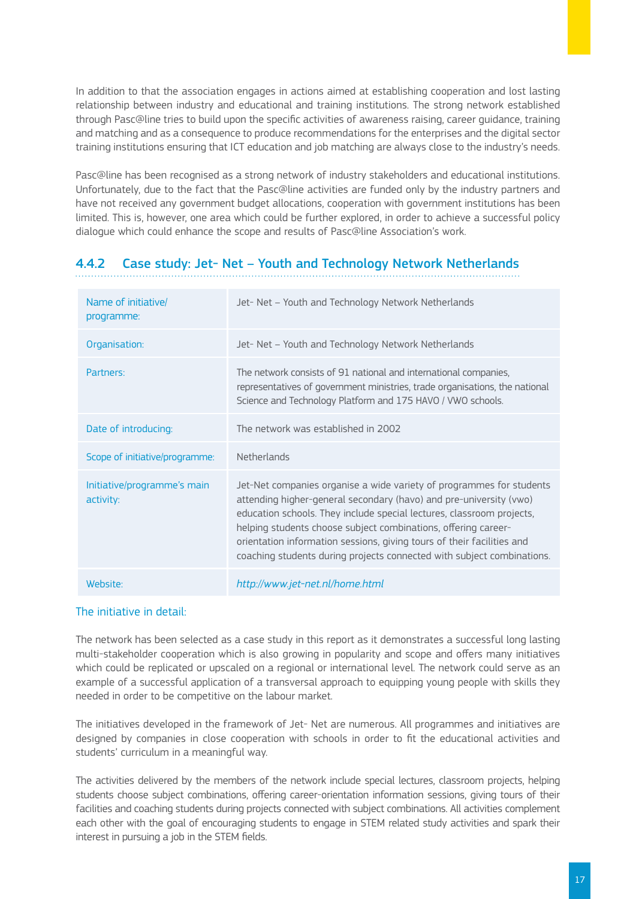In addition to that the association engages in actions aimed at establishing cooperation and lost lasting relationship between industry and educational and training institutions. The strong network established through Pasc@line tries to build upon the specific activities of awareness raising, career guidance, training and matching and as a consequence to produce recommendations for the enterprises and the digital sector training institutions ensuring that ICT education and job matching are always close to the industry's needs.

Pasc@line has been recognised as a strong network of industry stakeholders and educational institutions. Unfortunately, due to the fact that the Pasc@line activities are funded only by the industry partners and have not received any government budget allocations, cooperation with government institutions has been limited. This is, however, one area which could be further explored, in order to achieve a successful policy dialogue which could enhance the scope and results of Pasc@line Association's work.

### 4.4.2 Case study: Jet- Net – Youth and Technology Network Netherlands

| Name of initiative/ programme: | Jet- Net – Youth and Technology Network Netherlands |
|---|---|
| Organisation: | Jet- Net – Youth and Technology Network Netherlands |
| Partners: | The network consists of 91 national and international companies, representatives of government ministries, trade organisations, the national Science and Technology Platform and 175 HAVO / VWO schools. |
| Date of introducing: | The network was established in 2002 |
| Scope of initiative/programme: | Netherlands |
| Initiative/programme's main activity: | Jet-Net companies organise a wide variety of programmes for students attending higher-general secondary (havo) and pre-university (vwo) education schools. They include special lectures, classroom projects, helping students choose subject combinations, offering career-orientation information sessions, giving tours of their facilities and coaching students during projects connected with subject combinations. |
| Website: | *http://www.jet-net.nl/home.html* |

#### The initiative in detail:

The network has been selected as a case study in this report as it demonstrates a successful long lasting multi-stakeholder cooperation which is also growing in popularity and scope and offers many initiatives which could be replicated or upscaled on a regional or international level. The network could serve as an example of a successful application of a transversal approach to equipping young people with skills they needed in order to be competitive on the labour market.

The initiatives developed in the framework of Jet- Net are numerous. All programmes and initiatives are designed by companies in close cooperation with schools in order to fit the educational activities and students' curriculum in a meaningful way.

The activities delivered by the members of the network include special lectures, classroom projects, helping students choose subject combinations, offering career-orientation information sessions, giving tours of their facilities and coaching students during projects connected with subject combinations. All activities complement each other with the goal of encouraging students to engage in STEM related study activities and spark their interest in pursuing a job in the STEM fields.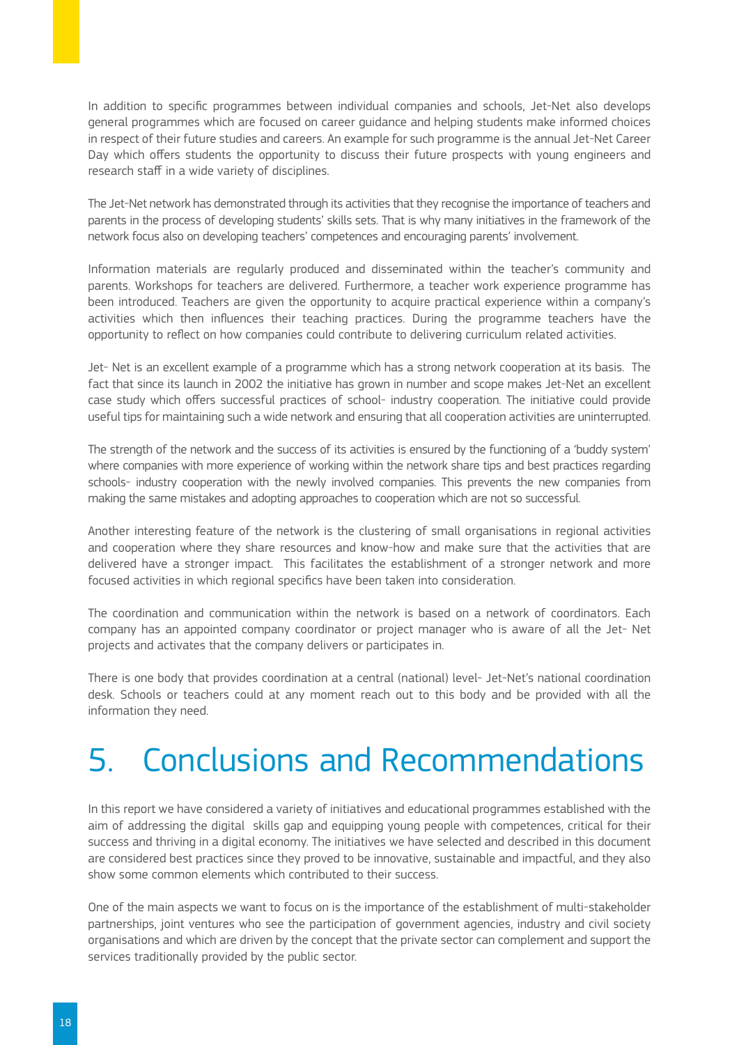In addition to specific programmes between individual companies and schools, Jet-Net also develops general programmes which are focused on career guidance and helping students make informed choices in respect of their future studies and careers. An example for such programme is the annual Jet-Net Career Day which offers students the opportunity to discuss their future prospects with young engineers and research staff in a wide variety of disciplines.

The Jet-Net network has demonstrated through its activities that they recognise the importance of teachers and parents in the process of developing students' skills sets. That is why many initiatives in the framework of the network focus also on developing teachers' competences and encouraging parents' involvement.

Information materials are regularly produced and disseminated within the teacher's community and parents. Workshops for teachers are delivered. Furthermore, a teacher work experience programme has been introduced. Teachers are given the opportunity to acquire practical experience within a company's activities which then influences their teaching practices. During the programme teachers have the opportunity to reflect on how companies could contribute to delivering curriculum related activities.

Jet- Net is an excellent example of a programme which has a strong network cooperation at its basis. The fact that since its launch in 2002 the initiative has grown in number and scope makes Jet-Net an excellent case study which offers successful practices of school- industry cooperation. The initiative could provide useful tips for maintaining such a wide network and ensuring that all cooperation activities are uninterrupted.

The strength of the network and the success of its activities is ensured by the functioning of a 'buddy system' where companies with more experience of working within the network share tips and best practices regarding schools- industry cooperation with the newly involved companies. This prevents the new companies from making the same mistakes and adopting approaches to cooperation which are not so successful.

Another interesting feature of the network is the clustering of small organisations in regional activities and cooperation where they share resources and know-how and make sure that the activities that are delivered have a stronger impact. This facilitates the establishment of a stronger network and more focused activities in which regional specifics have been taken into consideration.

The coordination and communication within the network is based on a network of coordinators. Each company has an appointed company coordinator or project manager who is aware of all the Jet- Net projects and activates that the company delivers or participates in.

There is one body that provides coordination at a central (national) level- Jet-Net's national coordination desk. Schools or teachers could at any moment reach out to this body and be provided with all the information they need.

# 5. Conclusions and Recommendations

In this report we have considered a variety of initiatives and educational programmes established with the aim of addressing the digital skills gap and equipping young people with competences, critical for their success and thriving in a digital economy. The initiatives we have selected and described in this document are considered best practices since they proved to be innovative, sustainable and impactful, and they also show some common elements which contributed to their success.

One of the main aspects we want to focus on is the importance of the establishment of multi-stakeholder partnerships, joint ventures who see the participation of government agencies, industry and civil society organisations and which are driven by the concept that the private sector can complement and support the services traditionally provided by the public sector.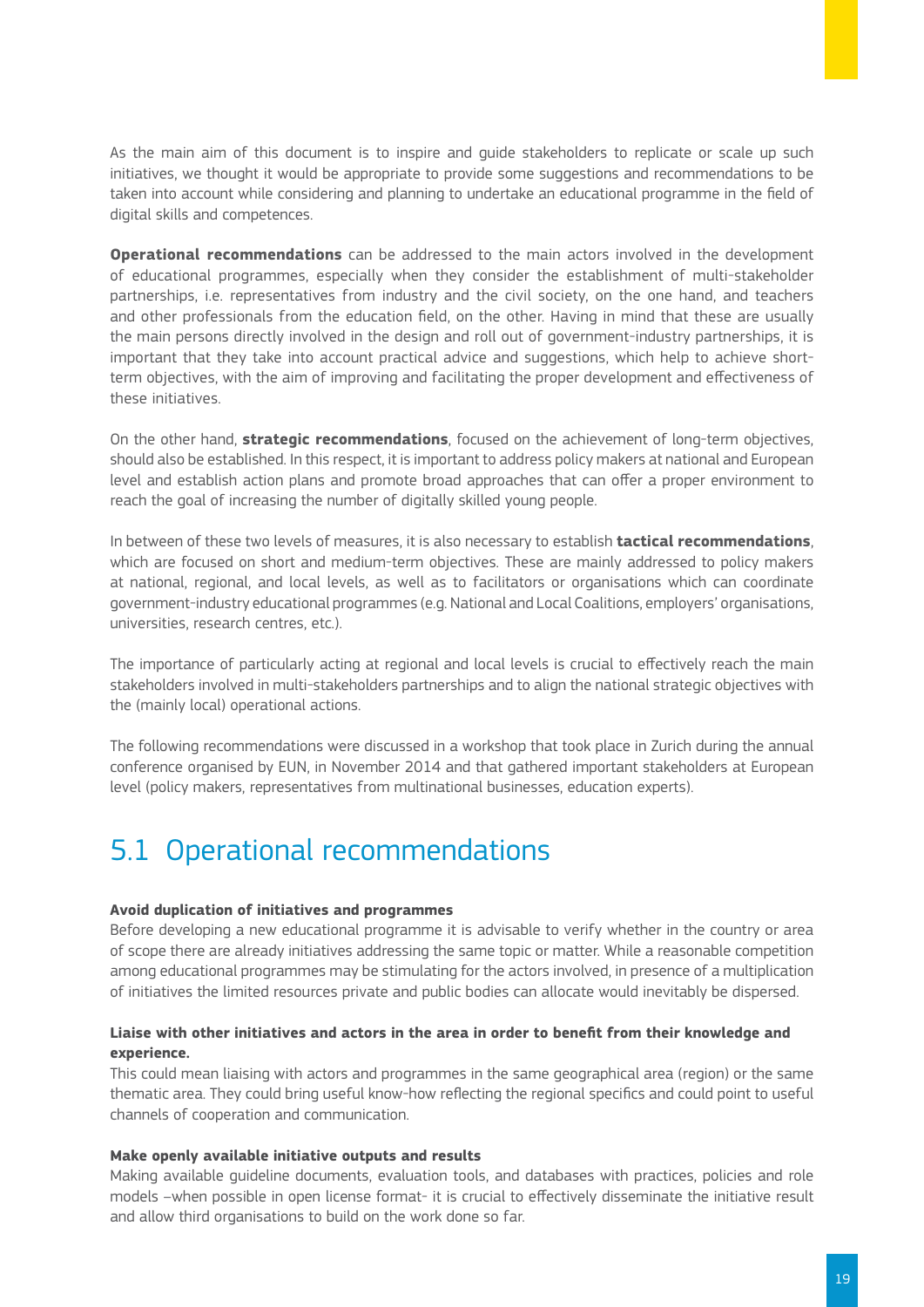As the main aim of this document is to inspire and guide stakeholders to replicate or scale up such initiatives, we thought it would be appropriate to provide some suggestions and recommendations to be taken into account while considering and planning to undertake an educational programme in the field of digital skills and competences.

**Operational recommendations** can be addressed to the main actors involved in the development of educational programmes, especially when they consider the establishment of multi-stakeholder partnerships, i.e. representatives from industry and the civil society, on the one hand, and teachers and other professionals from the education field, on the other. Having in mind that these are usually the main persons directly involved in the design and roll out of government-industry partnerships, it is important that they take into account practical advice and suggestions, which help to achieve short-term objectives, with the aim of improving and facilitating the proper development and effectiveness of these initiatives.

On the other hand, **strategic recommendations**, focused on the achievement of long-term objectives, should also be established. In this respect, it is important to address policy makers at national and European level and establish action plans and promote broad approaches that can offer a proper environment to reach the goal of increasing the number of digitally skilled young people.

In between of these two levels of measures, it is also necessary to establish **tactical recommendations**, which are focused on short and medium-term objectives. These are mainly addressed to policy makers at national, regional, and local levels, as well as to facilitators or organisations which can coordinate government-industry educational programmes (e.g. National and Local Coalitions, employers' organisations, universities, research centres, etc.).

The importance of particularly acting at regional and local levels is crucial to effectively reach the main stakeholders involved in multi-stakeholders partnerships and to align the national strategic objectives with the (mainly local) operational actions.

The following recommendations were discussed in a workshop that took place in Zurich during the annual conference organised by EUN, in November 2014 and that gathered important stakeholders at European level (policy makers, representatives from multinational businesses, education experts).

## 5.1 Operational recommendations

**Avoid duplication of initiatives and programmes**
Before developing a new educational programme it is advisable to verify whether in the country or area of scope there are already initiatives addressing the same topic or matter. While a reasonable competition among educational programmes may be stimulating for the actors involved, in presence of a multiplication of initiatives the limited resources private and public bodies can allocate would inevitably be dispersed.

**Liaise with other initiatives and actors in the area in order to benefit from their knowledge and experience.**
This could mean liaising with actors and programmes in the same geographical area (region) or the same thematic area. They could bring useful know-how reflecting the regional specifics and could point to useful channels of cooperation and communication.

**Make openly available initiative outputs and results**
Making available guideline documents, evaluation tools, and databases with practices, policies and role models –when possible in open license format- it is crucial to effectively disseminate the initiative result and allow third organisations to build on the work done so far.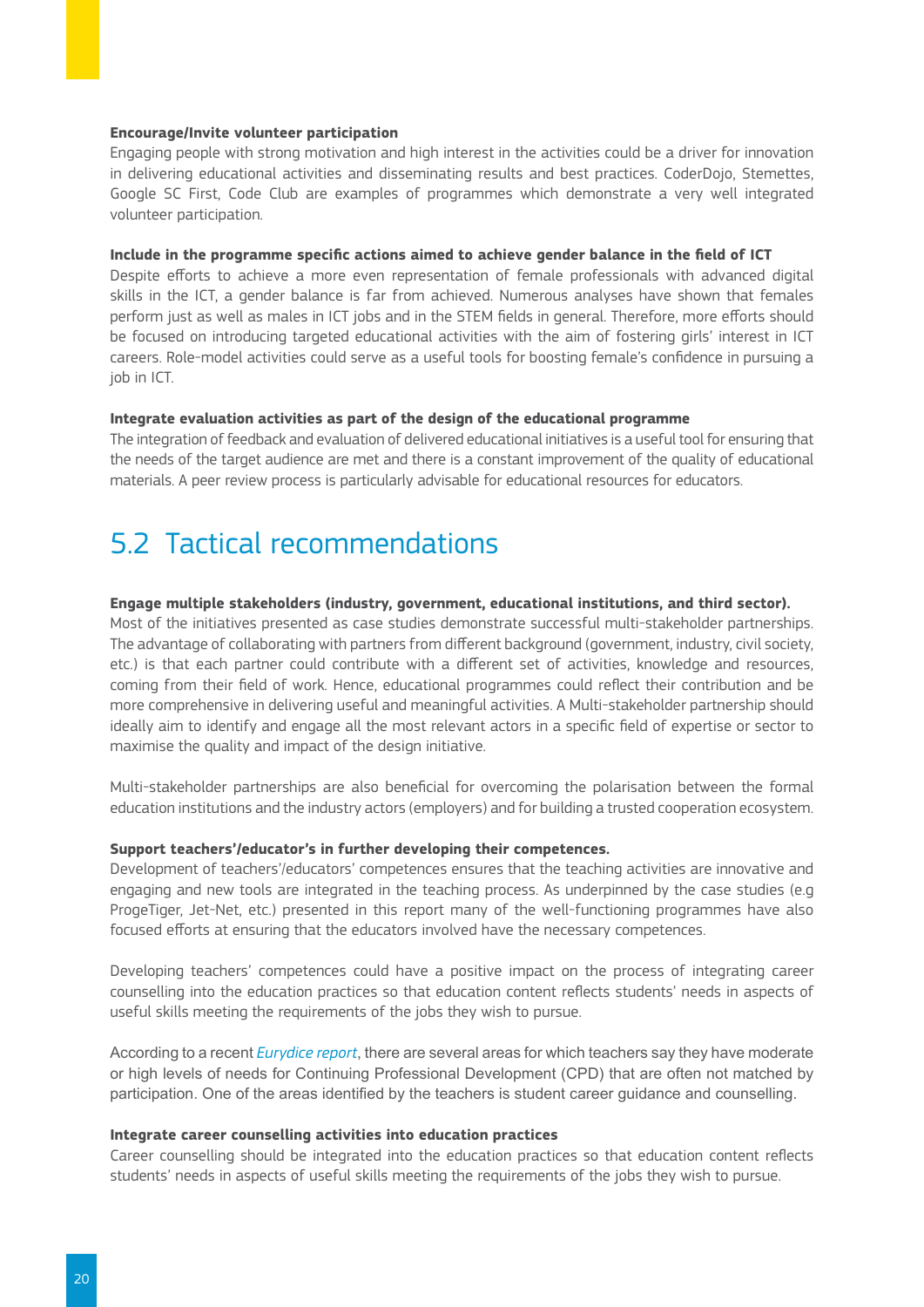**Encourage/Invite volunteer participation**

Engaging people with strong motivation and high interest in the activities could be a driver for innovation in delivering educational activities and disseminating results and best practices. CoderDojo, Stemettes, Google SC First, Code Club are examples of programmes which demonstrate a very well integrated volunteer participation.

**Include in the programme specific actions aimed to achieve gender balance in the field of ICT**

Despite efforts to achieve a more even representation of female professionals with advanced digital skills in the ICT, a gender balance is far from achieved. Numerous analyses have shown that females perform just as well as males in ICT jobs and in the STEM fields in general. Therefore, more efforts should be focused on introducing targeted educational activities with the aim of fostering girls' interest in ICT careers. Role-model activities could serve as a useful tools for boosting female's confidence in pursuing a job in ICT.

**Integrate evaluation activities as part of the design of the educational programme**

The integration of feedback and evaluation of delivered educational initiatives is a useful tool for ensuring that the needs of the target audience are met and there is a constant improvement of the quality of educational materials. A peer review process is particularly advisable for educational resources for educators.

## 5.2 Tactical recommendations

**Engage multiple stakeholders (industry, government, educational institutions, and third sector).**

Most of the initiatives presented as case studies demonstrate successful multi-stakeholder partnerships. The advantage of collaborating with partners from different background (government, industry, civil society, etc.) is that each partner could contribute with a different set of activities, knowledge and resources, coming from their field of work. Hence, educational programmes could reflect their contribution and be more comprehensive in delivering useful and meaningful activities. A Multi-stakeholder partnership should ideally aim to identify and engage all the most relevant actors in a specific field of expertise or sector to maximise the quality and impact of the design initiative.

Multi-stakeholder partnerships are also beneficial for overcoming the polarisation between the formal education institutions and the industry actors (employers) and for building a trusted cooperation ecosystem.

**Support teachers'/educator's in further developing their competences.**

Development of teachers'/educators' competences ensures that the teaching activities are innovative and engaging and new tools are integrated in the teaching process. As underpinned by the case studies (e.g ProgeTiger, Jet-Net, etc.) presented in this report many of the well-functioning programmes have also focused efforts at ensuring that the educators involved have the necessary competences.

Developing teachers' competences could have a positive impact on the process of integrating career counselling into the education practices so that education content reflects students' needs in aspects of useful skills meeting the requirements of the jobs they wish to pursue.

According to a recent *Eurydice report*, there are several areas for which teachers say they have moderate or high levels of needs for Continuing Professional Development (CPD) that are often not matched by participation. One of the areas identified by the teachers is student career guidance and counselling.

**Integrate career counselling activities into education practices**

Career counselling should be integrated into the education practices so that education content reflects students' needs in aspects of useful skills meeting the requirements of the jobs they wish to pursue.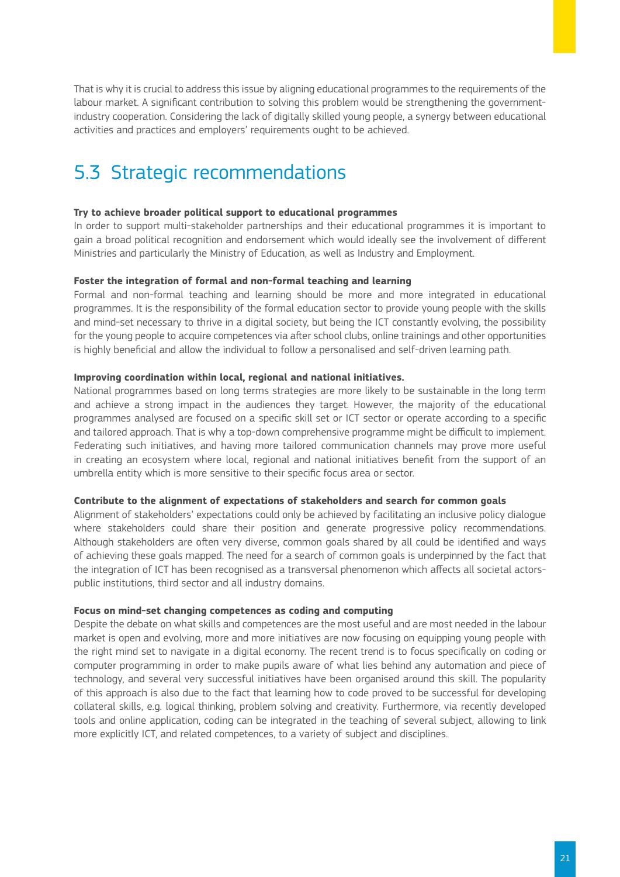That is why it is crucial to address this issue by aligning educational programmes to the requirements of the labour market. A significant contribution to solving this problem would be strengthening the government-industry cooperation. Considering the lack of digitally skilled young people, a synergy between educational activities and practices and employers' requirements ought to be achieved.

## 5.3 Strategic recommendations

**Try to achieve broader political support to educational programmes**

In order to support multi-stakeholder partnerships and their educational programmes it is important to gain a broad political recognition and endorsement which would ideally see the involvement of different Ministries and particularly the Ministry of Education, as well as Industry and Employment.

**Foster the integration of formal and non-formal teaching and learning**

Formal and non-formal teaching and learning should be more and more integrated in educational programmes. It is the responsibility of the formal education sector to provide young people with the skills and mind-set necessary to thrive in a digital society, but being the ICT constantly evolving, the possibility for the young people to acquire competences via after school clubs, online trainings and other opportunities is highly beneficial and allow the individual to follow a personalised and self-driven learning path.

**Improving coordination within local, regional and national initiatives.**

National programmes based on long terms strategies are more likely to be sustainable in the long term and achieve a strong impact in the audiences they target. However, the majority of the educational programmes analysed are focused on a specific skill set or ICT sector or operate according to a specific and tailored approach. That is why a top-down comprehensive programme might be difficult to implement. Federating such initiatives, and having more tailored communication channels may prove more useful in creating an ecosystem where local, regional and national initiatives benefit from the support of an umbrella entity which is more sensitive to their specific focus area or sector.

**Contribute to the alignment of expectations of stakeholders and search for common goals**

Alignment of stakeholders' expectations could only be achieved by facilitating an inclusive policy dialogue where stakeholders could share their position and generate progressive policy recommendations. Although stakeholders are often very diverse, common goals shared by all could be identified and ways of achieving these goals mapped. The need for a search of common goals is underpinned by the fact that the integration of ICT has been recognised as a transversal phenomenon which affects all societal actors-public institutions, third sector and all industry domains.

**Focus on mind-set changing competences as coding and computing**

Despite the debate on what skills and competences are the most useful and are most needed in the labour market is open and evolving, more and more initiatives are now focusing on equipping young people with the right mind set to navigate in a digital economy. The recent trend is to focus specifically on coding or computer programming in order to make pupils aware of what lies behind any automation and piece of technology, and several very successful initiatives have been organised around this skill. The popularity of this approach is also due to the fact that learning how to code proved to be successful for developing collateral skills, e.g. logical thinking, problem solving and creativity. Furthermore, via recently developed tools and online application, coding can be integrated in the teaching of several subject, allowing to link more explicitly ICT, and related competences, to a variety of subject and disciplines.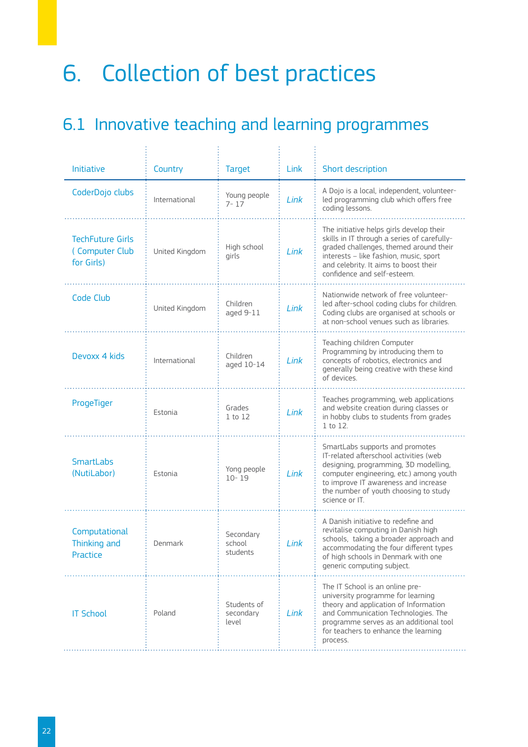# 6. Collection of best practices

## 6.1 Innovative teaching and learning programmes

| Initiative | Country | Target | Link | Short description |
|---|---|---|---|---|
| CoderDojo clubs | International | Young people 7- 17 | *Link* | A Dojo is a local, independent, volunteer-led programming club which offers free coding lessons. |
| TechFuture Girls ( Computer Club for Girls) | United Kingdom | High school girls | *Link* | The initiative helps girls develop their skills in IT through a series of carefully-graded challenges, themed around their interests – like fashion, music, sport and celebrity. It aims to boost their confidence and self-esteem. |
| Code Club | United Kingdom | Children aged 9-11 | *Link* | Nationwide network of free volunteer-led after-school coding clubs for children. Coding clubs are organised at schools or at non-school venues such as libraries. |
| Devoxx 4 kids | International | Children aged 10-14 | *Link* | Teaching children Computer Programming by introducing them to concepts of robotics, electronics and generally being creative with these kind of devices. |
| ProgeTiger | Estonia | Grades 1 to 12 | *Link* | Teaches programming, web applications and website creation during classes or in hobby clubs to students from grades 1 to 12. |
| SmartLabs (NutiLabor) | Estonia | Yong people 10- 19 | *Link* | SmartLabs supports and promotes IT-related afterschool activities (web designing, programming, 3D modelling, computer engineering, etc.) among youth to improve IT awareness and increase the number of youth choosing to study science or IT. |
| Computational Thinking and Practice | Denmark | Secondary school students | *Link* | A Danish initiative to redefine and revitalise computing in Danish high schools, taking a broader approach and accommodating the four different types of high schools in Denmark with one generic computing subject. |
| IT School | Poland | Students of secondary level | *Link* | The IT School is an online pre-university programme for learning theory and application of Information and Communication Technologies. The programme serves as an additional tool for teachers to enhance the learning process. |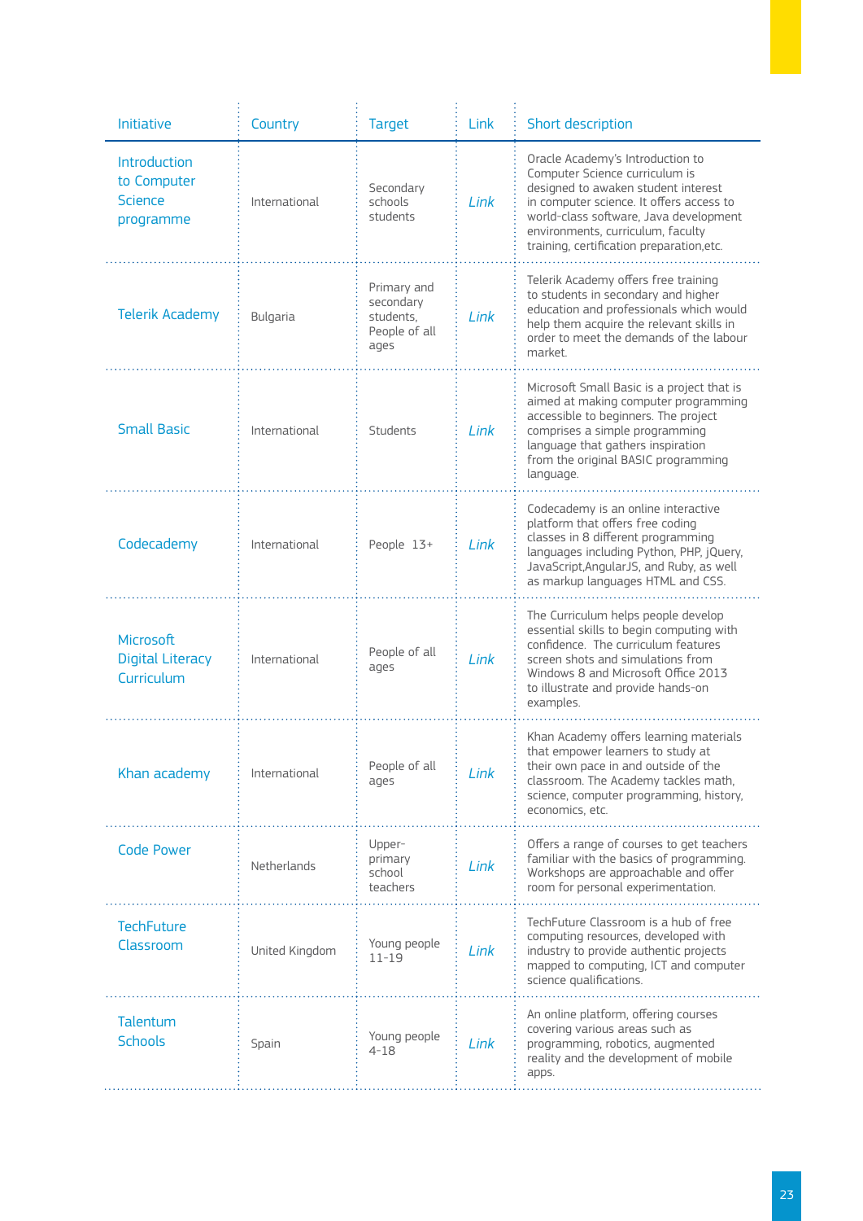| Initiative | Country | Target | Link | Short description |
|---|---|---|---|---|
| Introduction to Computer Science programme | International | Secondary schools students | Link | Oracle Academy's Introduction to Computer Science curriculum is designed to awaken student interest in computer science. It offers access to world-class software, Java development environments, curriculum, faculty training, certification preparation,etc. |
| Telerik Academy | Bulgaria | Primary and secondary students, People of all ages | Link | Telerik Academy offers free training to students in secondary and higher education and professionals which would help them acquire the relevant skills in order to meet the demands of the labour market. |
| Small Basic | International | Students | Link | Microsoft Small Basic is a project that is aimed at making computer programming accessible to beginners. The project comprises a simple programming language that gathers inspiration from the original BASIC programming language. |
| Codecademy | International | People 13+ | Link | Codecademy is an online interactive platform that offers free coding classes in 8 different programming languages including Python, PHP, jQuery, JavaScript,AngularJS, and Ruby, as well as markup languages HTML and CSS. |
| Microsoft Digital Literacy Curriculum | International | People of all ages | Link | The Curriculum helps people develop essential skills to begin computing with confidence. The curriculum features screen shots and simulations from Windows 8 and Microsoft Office 2013 to illustrate and provide hands-on examples. |
| Khan academy | International | People of all ages | Link | Khan Academy offers learning materials that empower learners to study at their own pace in and outside of the classroom. The Academy tackles math, science, computer programming, history, economics, etc. |
| Code Power | Netherlands | Upper-primary school teachers | Link | Offers a range of courses to get teachers familiar with the basics of programming. Workshops are approachable and offer room for personal experimentation. |
| TechFuture Classroom | United Kingdom | Young people 11-19 | Link | TechFuture Classroom is a hub of free computing resources, developed with industry to provide authentic projects mapped to computing, ICT and computer science qualifications. |
| Talentum Schools | Spain | Young people 4-18 | Link | An online platform, offering courses covering various areas such as programming, robotics, augmented reality and the development of mobile apps. |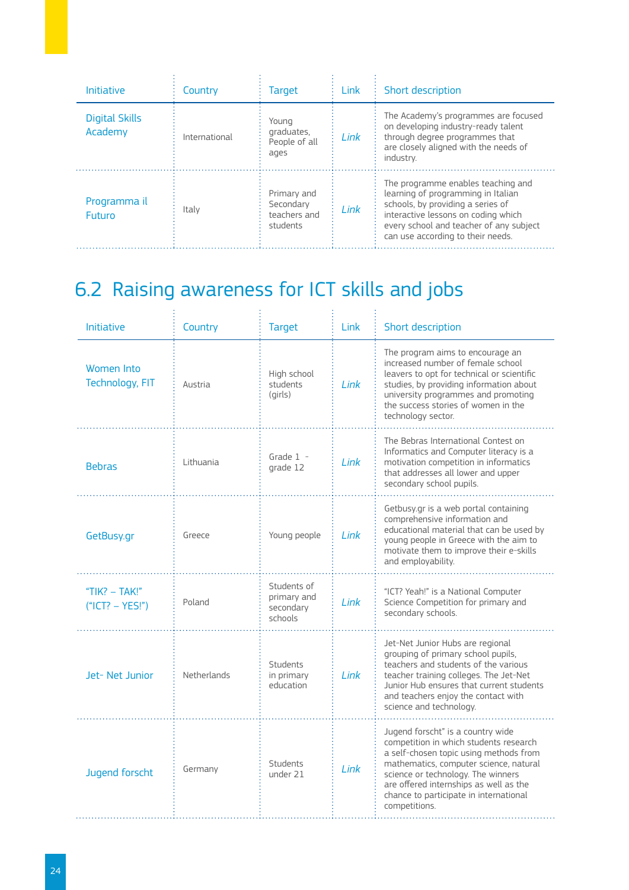| Initiative | Country | Target | Link | Short description |
|---|---|---|---|---|
| Digital Skills Academy | International | Young graduates, People of all ages | *Link* | The Academy's programmes are focused on developing industry-ready talent through degree programmes that are closely aligned with the needs of industry. |
| Programma il Futuro | Italy | Primary and Secondary teachers and students | *Link* | The programme enables teaching and learning of programming in Italian schools, by providing a series of interactive lessons on coding which every school and teacher of any subject can use according to their needs. |

## 6.2 Raising awareness for ICT skills and jobs

| Initiative | Country | Target | Link | Short description |
|---|---|---|---|---|
| Women Into Technology, FIT | Austria | High school students (girls) | *Link* | The program aims to encourage an increased number of female school leavers to opt for technical or scientific studies, by providing information about university programmes and promoting the success stories of women in the technology sector. |
| Bebras | Lithuania | Grade 1 - grade 12 | *Link* | The Bebras International Contest on Informatics and Computer literacy is a motivation competition in informatics that addresses all lower and upper secondary school pupils. |
| GetBusy.gr | Greece | Young people | *Link* | Getbusy.gr is a web portal containing comprehensive information and educational material that can be used by young people in Greece with the aim to motivate them to improve their e-skills and employability. |
| "TIK? – TAK!" ("ICT? – YES!") | Poland | Students of primary and secondary schools | *Link* | "ICT? Yeah!" is a National Computer Science Competition for primary and secondary schools. |
| Jet- Net Junior | Netherlands | Students in primary education | *Link* | Jet-Net Junior Hubs are regional grouping of primary school pupils, teachers and students of the various teacher training colleges. The Jet-Net Junior Hub ensures that current students and teachers enjoy the contact with science and technology. |
| Jugend forscht | Germany | Students under 21 | *Link* | Jugend forscht" is a country wide competition in which students research a self-chosen topic using methods from mathematics, computer science, natural science or technology. The winners are offered internships as well as the chance to participate in international competitions. |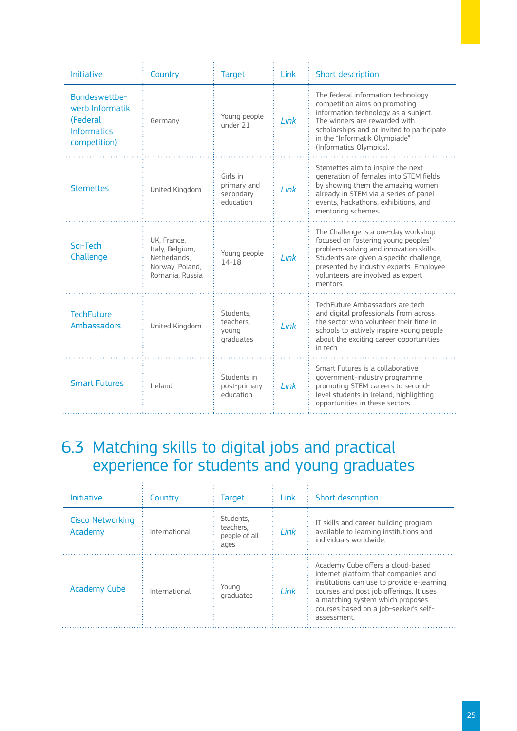| Initiative | Country | Target | Link | Short description |
|---|---|---|---|---|
| Bundeswettbewerb Informatik (Federal Informatics competition) | Germany | Young people under 21 | *Link* | The federal information technology competition aims on promoting information technology as a subject. The winners are rewarded with scholarships and or invited to participate in the "Informatik Olympiade" (Informatics Olympics). |
| Stemettes | United Kingdom | Girls in primary and secondary education | *Link* | Stemettes aim to inspire the next generation of females into STEM fields by showing them the amazing women already in STEM via a series of panel events, hackathons, exhibitions, and mentoring schemes. |
| Sci-Tech Challenge | UK, France, Italy, Belgium, Netherlands, Norway, Poland, Romania, Russia | Young people 14-18 | *Link* | The Challenge is a one-day workshop focused on fostering young peoples' problem-solving and innovation skills. Students are given a specific challenge, presented by industry experts. Employee volunteers are involved as expert mentors. |
| TechFuture Ambassadors | United Kingdom | Students, teachers, young graduates | *Link* | TechFuture Ambassadors are tech and digital professionals from across the sector who volunteer their time in schools to actively inspire young people about the exciting career opportunities in tech. |
| Smart Futures | Ireland | Students in post-primary education | *Link* | Smart Futures is a collaborative government-industry programme promoting STEM careers to second-level students in Ireland, highlighting opportunities in these sectors. |

## 6.3 Matching skills to digital jobs and practical experience for students and young graduates

| Initiative | Country | Target | Link | Short description |
|---|---|---|---|---|
| Cisco Networking Academy | International | Students, teachers, people of all ages | *Link* | IT skills and career building program available to learning institutions and individuals worldwide. |
| Academy Cube | International | Young graduates | *Link* | Academy Cube offers a cloud-based internet platform that companies and institutions can use to provide e-learning courses and post job offerings. It uses a matching system which proposes courses based on a job-seeker's self-assessment. |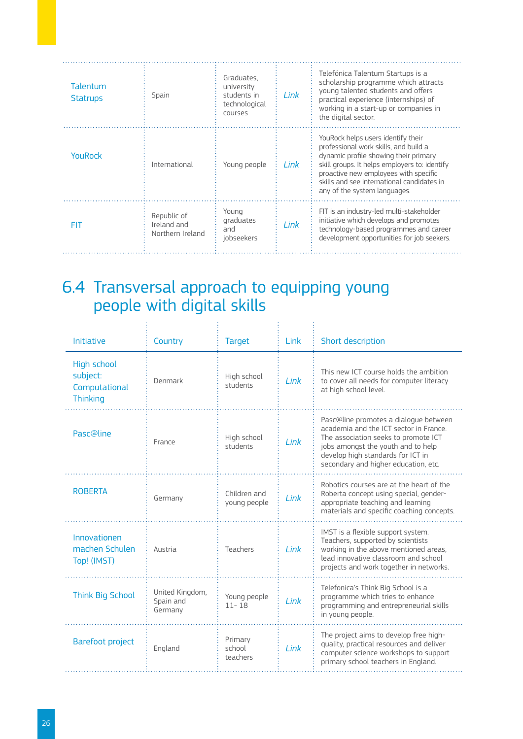| | | | | |
|---|---|---|---|---|
| Talentum Statrups | Spain | Graduates, university students in technological courses | Link | Telefónica Talentum Startups is a scholarship programme which attracts young talented students and offers practical experience (internships) of working in a start-up or companies in the digital sector. |
| YouRock | International | Young people | Link | YouRock helps users identify their professional work skills, and build a dynamic profile showing their primary skill groups. It helps employers to: identify proactive new employees with specific skills and see international candidates in any of the system languages. |
| FIT | Republic of Ireland and Northern Ireland | Young graduates and jobseekers | Link | FIT is an industry-led multi-stakeholder initiative which develops and promotes technology-based programmes and career development opportunities for job seekers. |

## 6.4 Transversal approach to equipping young people with digital skills

| Initiative | Country | Target | Link | Short description |
|---|---|---|---|---|
| High school subject: Computational Thinking | Denmark | High school students | Link | This new ICT course holds the ambition to cover all needs for computer literacy at high school level. |
| Pasc@line | France | High school students | Link | Pasc@line promotes a dialogue between academia and the ICT sector in France. The association seeks to promote ICT jobs amongst the youth and to help develop high standards for ICT in secondary and higher education, etc. |
| ROBERTA | Germany | Children and young people | Link | Robotics courses are at the heart of the Roberta concept using special, gender-appropriate teaching and learning materials and specific coaching concepts. |
| Innovationen machen Schulen Top! (IMST) | Austria | Teachers | Link | IMST is a flexible support system. Teachers, supported by scientists working in the above mentioned areas, lead innovative classroom and school projects and work together in networks. |
| Think Big School | United Kingdom, Spain and Germany | Young people 11- 18 | Link | Telefonica's Think Big School is a programme which tries to enhance programming and entrepreneurial skills in young people. |
| Barefoot project | England | Primary school teachers | Link | The project aims to develop free high-quality, practical resources and deliver computer science workshops to support primary school teachers in England. |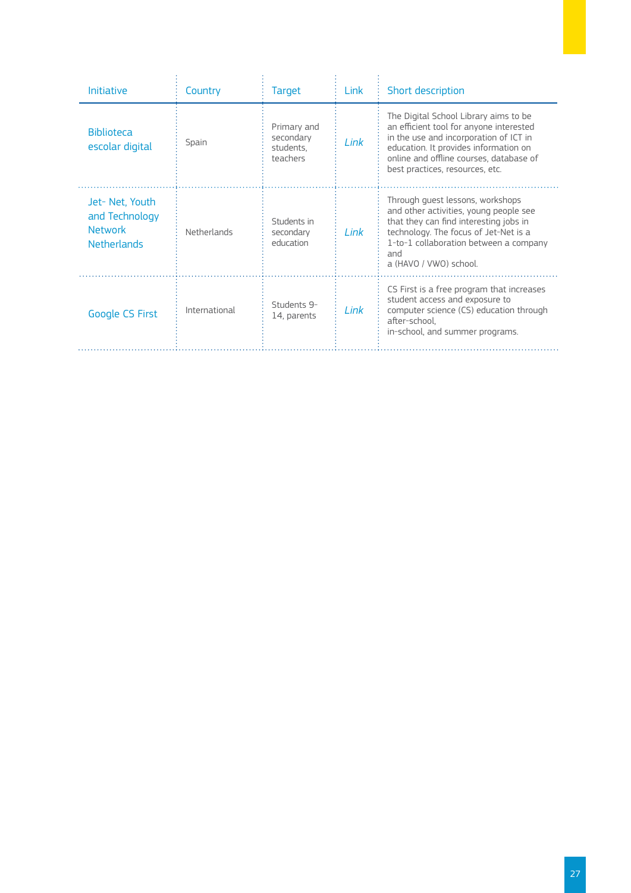| Initiative | Country | Target | Link | Short description |
|---|---|---|---|---|
| Biblioteca escolar digital | Spain | Primary and secondary students, teachers | *Link* | The Digital School Library aims to be an efficient tool for anyone interested in the use and incorporation of ICT in education. It provides information on online and offline courses, database of best practices, resources, etc. |
| Jet- Net, Youth and Technology Network Netherlands | Netherlands | Students in secondary education | *Link* | Through guest lessons, workshops and other activities, young people see that they can find interesting jobs in technology. The focus of Jet-Net is a 1-to-1 collaboration between a company and a (HAVO / VWO) school. |
| Google CS First | International | Students 9-14, parents | *Link* | CS First is a free program that increases student access and exposure to computer science (CS) education through after-school, in-school, and summer programs. |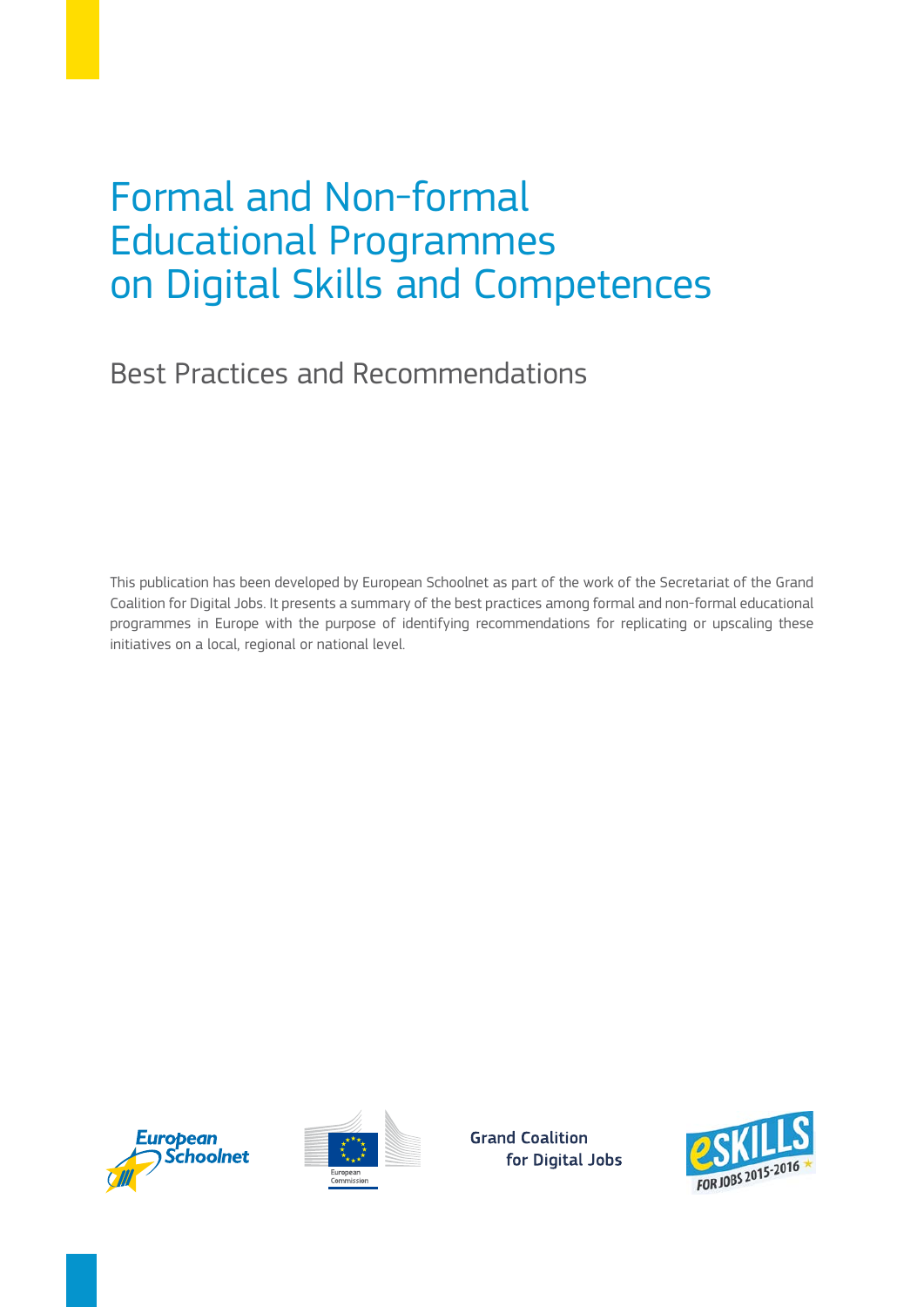# Formal and Non-formal Educational Programmes on Digital Skills and Competences

## Best Practices and Recommendations

This publication has been developed by European Schoolnet as part of the work of the Secretariat of the Grand Coalition for Digital Jobs. It presents a summary of the best practices among formal and non-formal educational programmes in Europe with the purpose of identifying recommendations for replicating or upscaling these initiatives on a local, regional or national level.

European Schoolnet

European Commission

Grand Coalition for Digital Jobs

eSKILLS FOR JOBS 2015-2016